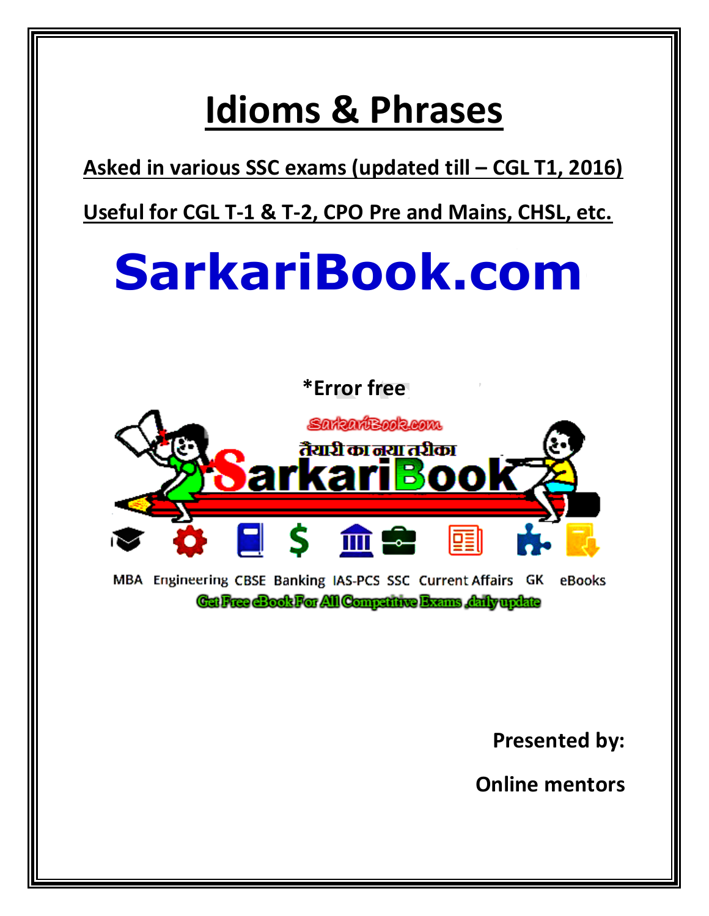# Idioms & Phrases

**Asked in various SSC exams (updated till – CGL T1, 2016)**

**Useful for CGL T-1 & T-2, CPO Pre and Mains, CHSL, etc.**

# SarkariBook.com

**\*Error free**

SarkariBook.com

तैयारी का नया तरीका

SarkariBook

MBA Engineering CBSE Banking IAS-PCS SSC Current Affairs GK eBooks

Get Free eBook For All Competitive Exams ,daily update

**Presented by:**

**Online mentors**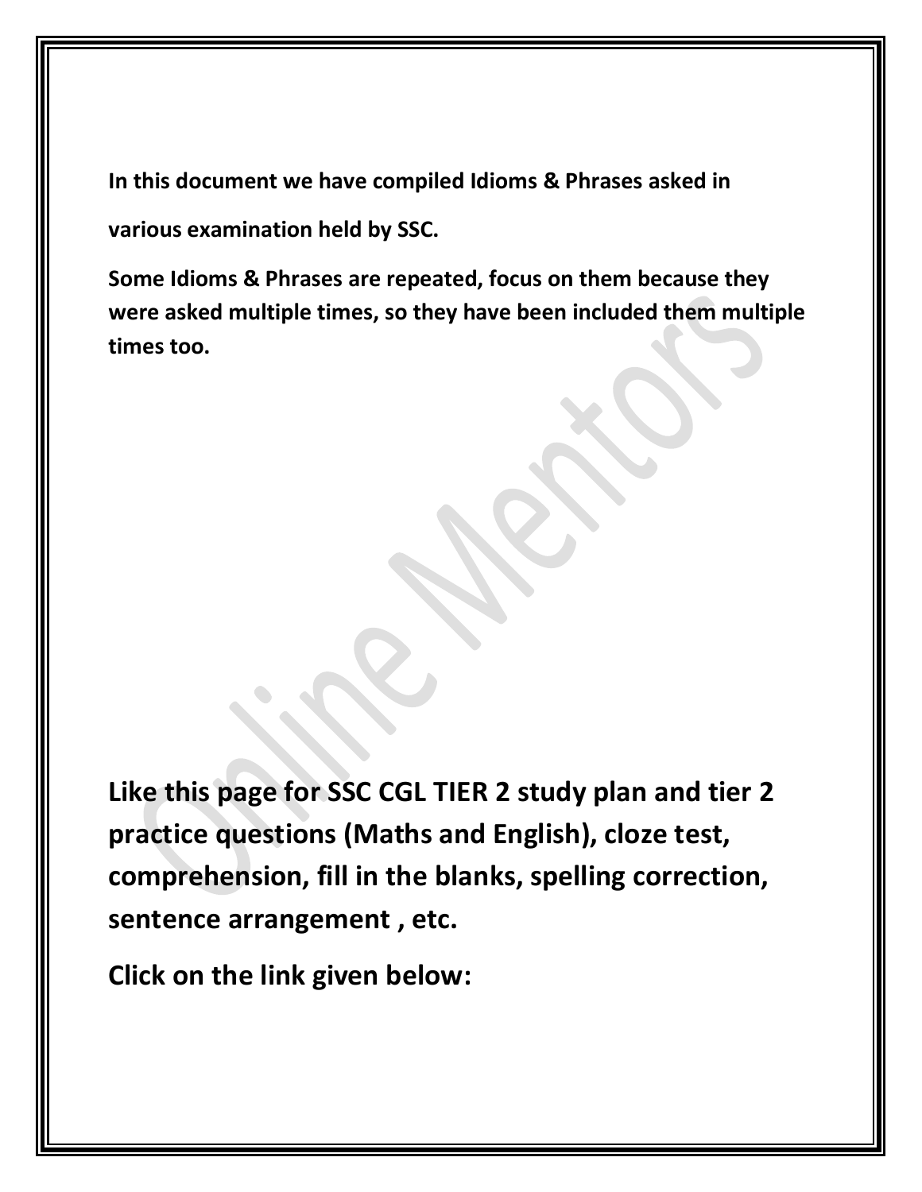**In this document we have compiled Idioms & Phrases asked in various examination held by SSC.**

**Some Idioms & Phrases are repeated, focus on them because they were asked multiple times, so they have been included them multiple times too.**

**Like this page for SSC CGL TIER 2 study plan and tier 2 practice questions (Maths and English), cloze test, comprehension, fill in the blanks, spelling correction, sentence arrangement , etc.**

**Click on the link given below:**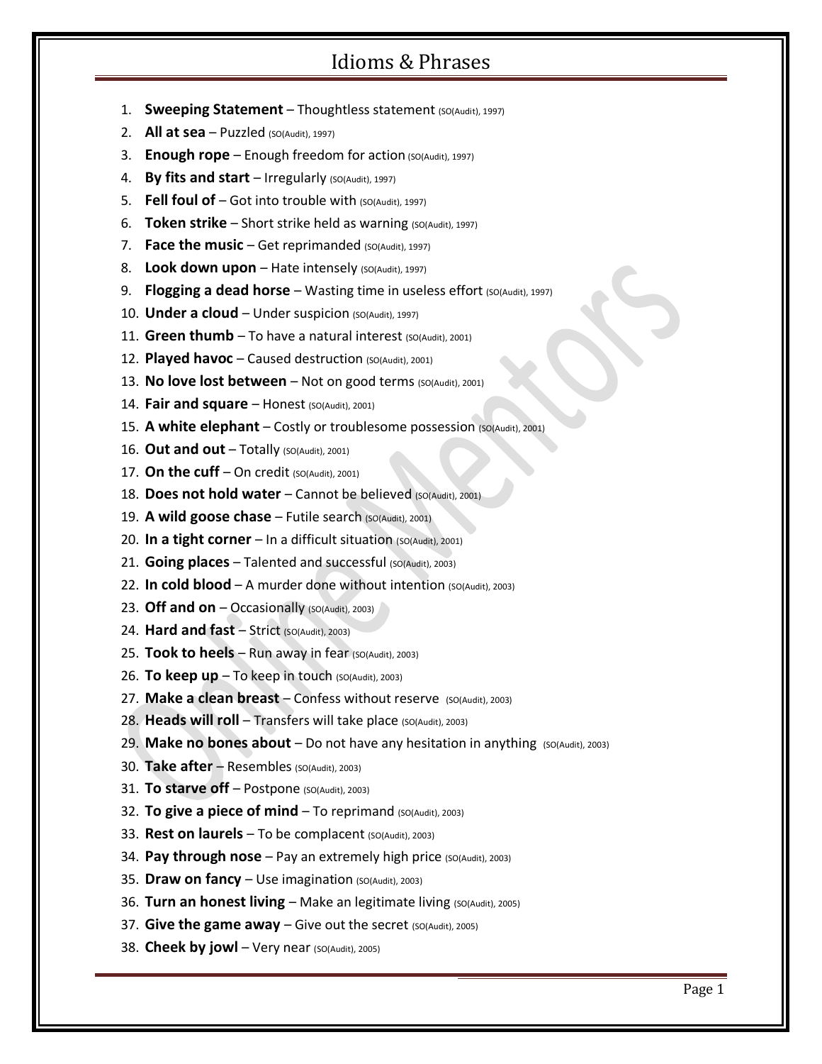# Idioms & Phrases

1. **Sweeping Statement** – Thoughtless statement (SO(Audit), 1997)
2. **All at sea** – Puzzled (SO(Audit), 1997)
3. **Enough rope** – Enough freedom for action (SO(Audit), 1997)
4. **By fits and start** – Irregularly (SO(Audit), 1997)
5. **Fell foul of** – Got into trouble with (SO(Audit), 1997)
6. **Token strike** – Short strike held as warning (SO(Audit), 1997)
7. **Face the music** – Get reprimanded (SO(Audit), 1997)
8. **Look down upon** – Hate intensely (SO(Audit), 1997)
9. **Flogging a dead horse** – Wasting time in useless effort (SO(Audit), 1997)
10. **Under a cloud** – Under suspicion (SO(Audit), 1997)
11. **Green thumb** – To have a natural interest (SO(Audit), 2001)
12. **Played havoc** – Caused destruction (SO(Audit), 2001)
13. **No love lost between** – Not on good terms (SO(Audit), 2001)
14. **Fair and square** – Honest (SO(Audit), 2001)
15. **A white elephant** – Costly or troublesome possession (SO(Audit), 2001)
16. **Out and out** – Totally (SO(Audit), 2001)
17. **On the cuff** – On credit (SO(Audit), 2001)
18. **Does not hold water** – Cannot be believed (SO(Audit), 2001)
19. **A wild goose chase** – Futile search (SO(Audit), 2001)
20. **In a tight corner** – In a difficult situation (SO(Audit), 2001)
21. **Going places** – Talented and successful (SO(Audit), 2003)
22. **In cold blood** – A murder done without intention (SO(Audit), 2003)
23. **Off and on** – Occasionally (SO(Audit), 2003)
24. **Hard and fast** – Strict (SO(Audit), 2003)
25. **Took to heels** – Run away in fear (SO(Audit), 2003)
26. **To keep up** – To keep in touch (SO(Audit), 2003)
27. **Make a clean breast** – Confess without reserve (SO(Audit), 2003)
28. **Heads will roll** – Transfers will take place (SO(Audit), 2003)
29. **Make no bones about** – Do not have any hesitation in anything (SO(Audit), 2003)
30. **Take after** – Resembles (SO(Audit), 2003)
31. **To starve off** – Postpone (SO(Audit), 2003)
32. **To give a piece of mind** – To reprimand (SO(Audit), 2003)
33. **Rest on laurels** – To be complacent (SO(Audit), 2003)
34. **Pay through nose** – Pay an extremely high price (SO(Audit), 2003)
35. **Draw on fancy** – Use imagination (SO(Audit), 2003)
36. **Turn an honest living** – Make an legitimate living (SO(Audit), 2005)
37. **Give the game away** – Give out the secret (SO(Audit), 2005)
38. **Cheek by jowl** – Very near (SO(Audit), 2005)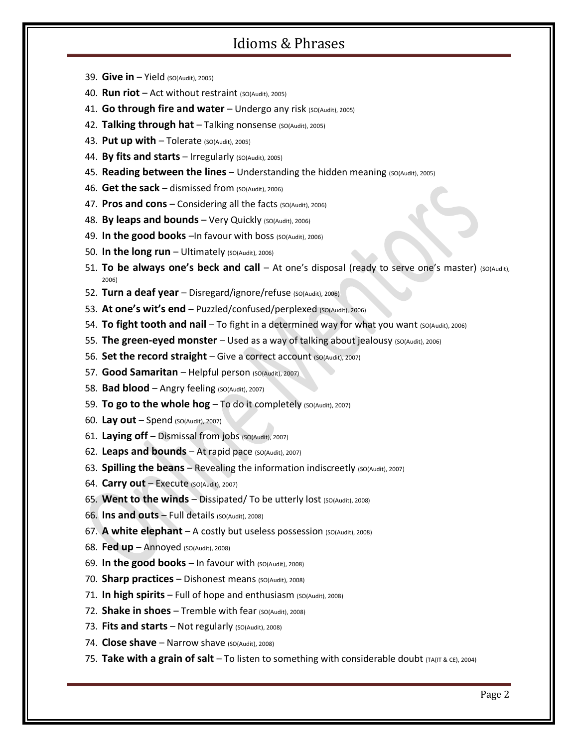39. **Give in** – Yield (SO(Audit), 2005)
40. **Run riot** – Act without restraint (SO(Audit), 2005)
41. **Go through fire and water** – Undergo any risk (SO(Audit), 2005)
42. **Talking through hat** – Talking nonsense (SO(Audit), 2005)
43. **Put up with** – Tolerate (SO(Audit), 2005)
44. **By fits and starts** – Irregularly (SO(Audit), 2005)
45. **Reading between the lines** – Understanding the hidden meaning (SO(Audit), 2005)
46. **Get the sack** – dismissed from (SO(Audit), 2006)
47. **Pros and cons** – Considering all the facts (SO(Audit), 2006)
48. **By leaps and bounds** – Very Quickly (SO(Audit), 2006)
49. **In the good books** –In favour with boss (SO(Audit), 2006)
50. **In the long run** – Ultimately (SO(Audit), 2006)
51. **To be always one's beck and call** – At one's disposal (ready to serve one's master) (SO(Audit), 2006)
52. **Turn a deaf year** – Disregard/ignore/refuse (SO(Audit), 2006)
53. **At one's wit's end** – Puzzled/confused/perplexed (SO(Audit), 2006)
54. **To fight tooth and nail** – To fight in a determined way for what you want (SO(Audit), 2006)
55. **The green-eyed monster** – Used as a way of talking about jealousy (SO(Audit), 2006)
56. **Set the record straight** – Give a correct account (SO(Audit), 2007)
57. **Good Samaritan** – Helpful person (SO(Audit), 2007)
58. **Bad blood** – Angry feeling (SO(Audit), 2007)
59. **To go to the whole hog** – To do it completely (SO(Audit), 2007)
60. **Lay out** – Spend (SO(Audit), 2007)
61. **Laying off** – Dismissal from jobs (SO(Audit), 2007)
62. **Leaps and bounds** – At rapid pace (SO(Audit), 2007)
63. **Spilling the beans** – Revealing the information indiscreetly (SO(Audit), 2007)
64. **Carry out** – Execute (SO(Audit), 2007)
65. **Went to the winds** – Dissipated/ To be utterly lost (SO(Audit), 2008)
66. **Ins and outs** – Full details (SO(Audit), 2008)
67. **A white elephant** – A costly but useless possession (SO(Audit), 2008)
68. **Fed up** – Annoyed (SO(Audit), 2008)
69. **In the good books** – In favour with (SO(Audit), 2008)
70. **Sharp practices** – Dishonest means (SO(Audit), 2008)
71. **In high spirits** – Full of hope and enthusiasm (SO(Audit), 2008)
72. **Shake in shoes** – Tremble with fear (SO(Audit), 2008)
73. **Fits and starts** – Not regularly (SO(Audit), 2008)
74. **Close shave** – Narrow shave (SO(Audit), 2008)
75. **Take with a grain of salt** – To listen to something with considerable doubt (TA(IT & CE), 2004)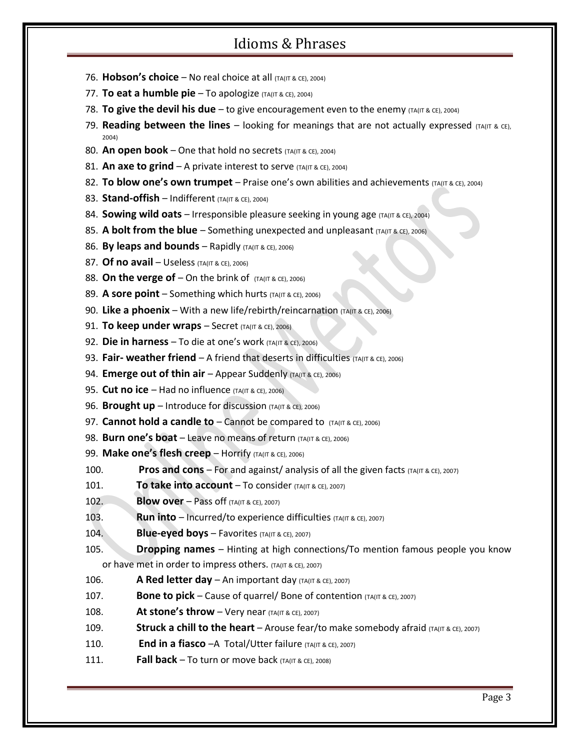76. **Hobson's choice** – No real choice at all (TA(IT & CE), 2004)
77. **To eat a humble pie** – To apologize (TA(IT & CE), 2004)
78. **To give the devil his due** – to give encouragement even to the enemy (TA(IT & CE), 2004)
79. **Reading between the lines** – looking for meanings that are not actually expressed (TA(IT & CE), 2004)
80. **An open book** – One that hold no secrets (TA(IT & CE), 2004)
81. **An axe to grind** – A private interest to serve (TA(IT & CE), 2004)
82. **To blow one's own trumpet** – Praise one's own abilities and achievements (TA(IT & CE), 2004)
83. **Stand-offish** – Indifferent (TA(IT & CE), 2004)
84. **Sowing wild oats** – Irresponsible pleasure seeking in young age (TA(IT & CE), 2004)
85. **A bolt from the blue** – Something unexpected and unpleasant (TA(IT & CE), 2006)
86. **By leaps and bounds** – Rapidly (TA(IT & CE), 2006)
87. **Of no avail** – Useless (TA(IT & CE), 2006)
88. **On the verge of** – On the brink of (TA(IT & CE), 2006)
89. **A sore point** – Something which hurts (TA(IT & CE), 2006)
90. **Like a phoenix** – With a new life/rebirth/reincarnation (TA(IT & CE), 2006)
91. **To keep under wraps** – Secret (TA(IT & CE), 2006)
92. **Die in harness** – To die at one's work (TA(IT & CE), 2006)
93. **Fair- weather friend** – A friend that deserts in difficulties (TA(IT & CE), 2006)
94. **Emerge out of thin air** – Appear Suddenly (TA(IT & CE), 2006)
95. **Cut no ice** – Had no influence (TA(IT & CE), 2006)
96. **Brought up** – Introduce for discussion (TA(IT & CE), 2006)
97. **Cannot hold a candle to** – Cannot be compared to (TA(IT & CE), 2006)
98. **Burn one's boat** – Leave no means of return (TA(IT & CE), 2006)
99. **Make one's flesh creep** – Horrify (TA(IT & CE), 2006)
100. **Pros and cons** – For and against/ analysis of all the given facts (TA(IT & CE), 2007)
101. **To take into account** – To consider (TA(IT & CE), 2007)
102. **Blow over** – Pass off (TA(IT & CE), 2007)
103. **Run into** – Incurred/to experience difficulties (TA(IT & CE), 2007)
104. **Blue-eyed boys** – Favorites (TA(IT & CE), 2007)
105. **Dropping names** – Hinting at high connections/To mention famous people you know or have met in order to impress others. (TA(IT & CE), 2007)
106. **A Red letter day** – An important day (TA(IT & CE), 2007)
107. **Bone to pick** – Cause of quarrel/ Bone of contention (TA(IT & CE), 2007)
108. **At stone's throw** – Very near (TA(IT & CE), 2007)
109. **Struck a chill to the heart** – Arouse fear/to make somebody afraid (TA(IT & CE), 2007)
110. **End in a fiasco** –A Total/Utter failure (TA(IT & CE), 2007)
111. **Fall back** – To turn or move back (TA(IT & CE), 2008)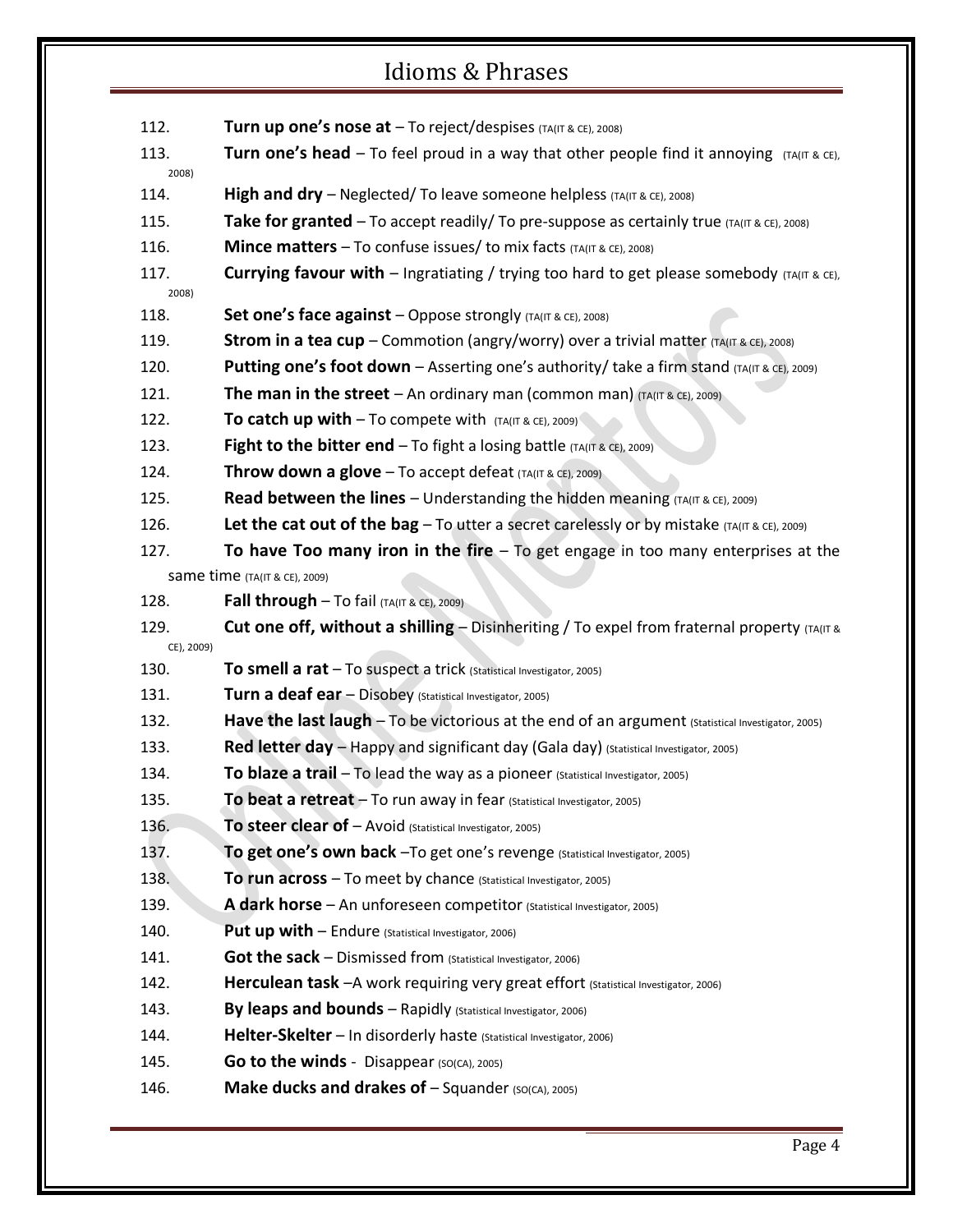112. **Turn up one's nose at** – To reject/despises (TA(IT & CE), 2008)

113. **Turn one's head** – To feel proud in a way that other people find it annoying (TA(IT & CE), 2008)

114. **High and dry** – Neglected/ To leave someone helpless (TA(IT & CE), 2008)

115. **Take for granted** – To accept readily/ To pre-suppose as certainly true (TA(IT & CE), 2008)

116. **Mince matters** – To confuse issues/ to mix facts (TA(IT & CE), 2008)

117. **Currying favour with** – Ingratiating / trying too hard to get please somebody (TA(IT & CE), 2008)

118. **Set one's face against** – Oppose strongly (TA(IT & CE), 2008)

119. **Strom in a tea cup** – Commotion (angry/worry) over a trivial matter (TA(IT & CE), 2008)

120. **Putting one's foot down** – Asserting one's authority/ take a firm stand (TA(IT & CE), 2009)

121. **The man in the street** – An ordinary man (common man) (TA(IT & CE), 2009)

122. **To catch up with** – To compete with (TA(IT & CE), 2009)

123. **Fight to the bitter end** – To fight a losing battle (TA(IT & CE), 2009)

124. **Throw down a glove** – To accept defeat (TA(IT & CE), 2009)

125. **Read between the lines** – Understanding the hidden meaning (TA(IT & CE), 2009)

126. **Let the cat out of the bag** – To utter a secret carelessly or by mistake (TA(IT & CE), 2009)

127. **To have Too many iron in the fire** – To get engage in too many enterprises at the same time (TA(IT & CE), 2009)

128. **Fall through** – To fail (TA(IT & CE), 2009)

129. **Cut one off, without a shilling** – Disinheriting / To expel from fraternal property (TA(IT & CE), 2009)

130. **To smell a rat** – To suspect a trick (Statistical Investigator, 2005)

131. **Turn a deaf ear** – Disobey (Statistical Investigator, 2005)

132. **Have the last laugh** – To be victorious at the end of an argument (Statistical Investigator, 2005)

133. **Red letter day** – Happy and significant day (Gala day) (Statistical Investigator, 2005)

134. **To blaze a trail** – To lead the way as a pioneer (Statistical Investigator, 2005)

135. **To beat a retreat** – To run away in fear (Statistical Investigator, 2005)

136. **To steer clear of** – Avoid (Statistical Investigator, 2005)

137. **To get one's own back** –To get one's revenge (Statistical Investigator, 2005)

138. **To run across** – To meet by chance (Statistical Investigator, 2005)

139. **A dark horse** – An unforeseen competitor (Statistical Investigator, 2005)

140. **Put up with** – Endure (Statistical Investigator, 2006)

141. **Got the sack** – Dismissed from (Statistical Investigator, 2006)

142. **Herculean task** –A work requiring very great effort (Statistical Investigator, 2006)

143. **By leaps and bounds** – Rapidly (Statistical Investigator, 2006)

144. **Helter-Skelter** – In disorderly haste (Statistical Investigator, 2006)

145. **Go to the winds** - Disappear (SO(CA), 2005)

146. **Make ducks and drakes of** – Squander (SO(CA), 2005)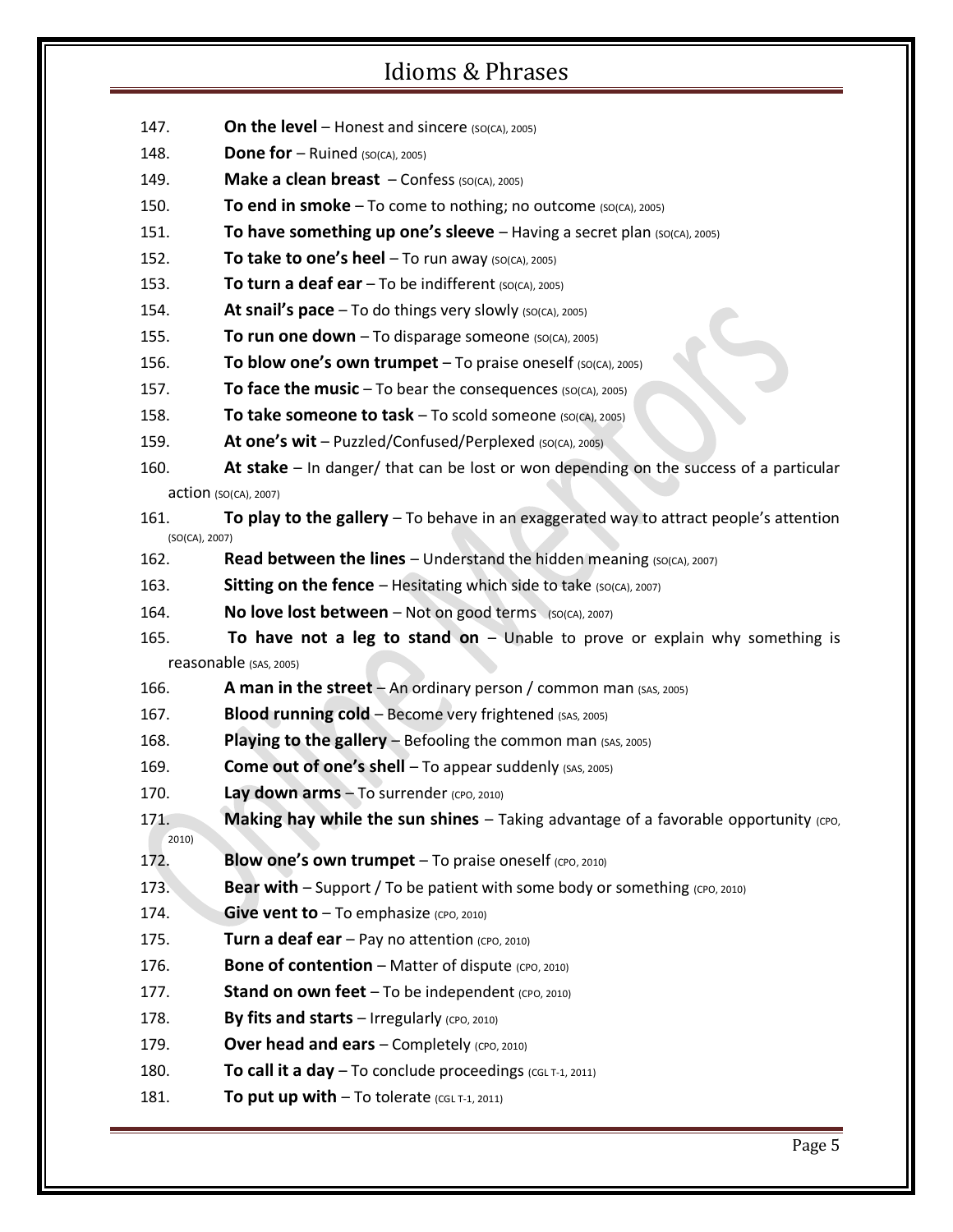147. **On the level** – Honest and sincere (SO(CA), 2005)
148. **Done for** – Ruined (SO(CA), 2005)
149. **Make a clean breast** – Confess (SO(CA), 2005)
150. **To end in smoke** – To come to nothing; no outcome (SO(CA), 2005)
151. **To have something up one's sleeve** – Having a secret plan (SO(CA), 2005)
152. **To take to one's heel** – To run away (SO(CA), 2005)
153. **To turn a deaf ear** – To be indifferent (SO(CA), 2005)
154. **At snail's pace** – To do things very slowly (SO(CA), 2005)
155. **To run one down** – To disparage someone (SO(CA), 2005)
156. **To blow one's own trumpet** – To praise oneself (SO(CA), 2005)
157. **To face the music** – To bear the consequences (SO(CA), 2005)
158. **To take someone to task** – To scold someone (SO(CA), 2005)
159. **At one's wit** – Puzzled/Confused/Perplexed (SO(CA), 2005)
160. **At stake** – In danger/ that can be lost or won depending on the success of a particular action (SO(CA), 2007)
161. **To play to the gallery** – To behave in an exaggerated way to attract people's attention (SO(CA), 2007)
162. **Read between the lines** – Understand the hidden meaning (SO(CA), 2007)
163. **Sitting on the fence** – Hesitating which side to take (SO(CA), 2007)
164. **No love lost between** – Not on good terms (SO(CA), 2007)
165. **To have not a leg to stand on** – Unable to prove or explain why something is reasonable (SAS, 2005)
166. **A man in the street** – An ordinary person / common man (SAS, 2005)
167. **Blood running cold** – Become very frightened (SAS, 2005)
168. **Playing to the gallery** – Befooling the common man (SAS, 2005)
169. **Come out of one's shell** – To appear suddenly (SAS, 2005)
170. **Lay down arms** – To surrender (CPO, 2010)
171. **Making hay while the sun shines** – Taking advantage of a favorable opportunity (CPO, 2010)
172. **Blow one's own trumpet** – To praise oneself (CPO, 2010)
173. **Bear with** – Support / To be patient with some body or something (CPO, 2010)
174. **Give vent to** – To emphasize (CPO, 2010)
175. **Turn a deaf ear** – Pay no attention (CPO, 2010)
176. **Bone of contention** – Matter of dispute (CPO, 2010)
177. **Stand on own feet** – To be independent (CPO, 2010)
178. **By fits and starts** – Irregularly (CPO, 2010)
179. **Over head and ears** – Completely (CPO, 2010)
180. **To call it a day** – To conclude proceedings (CGL T-1, 2011)
181. **To put up with** – To tolerate (CGL T-1, 2011)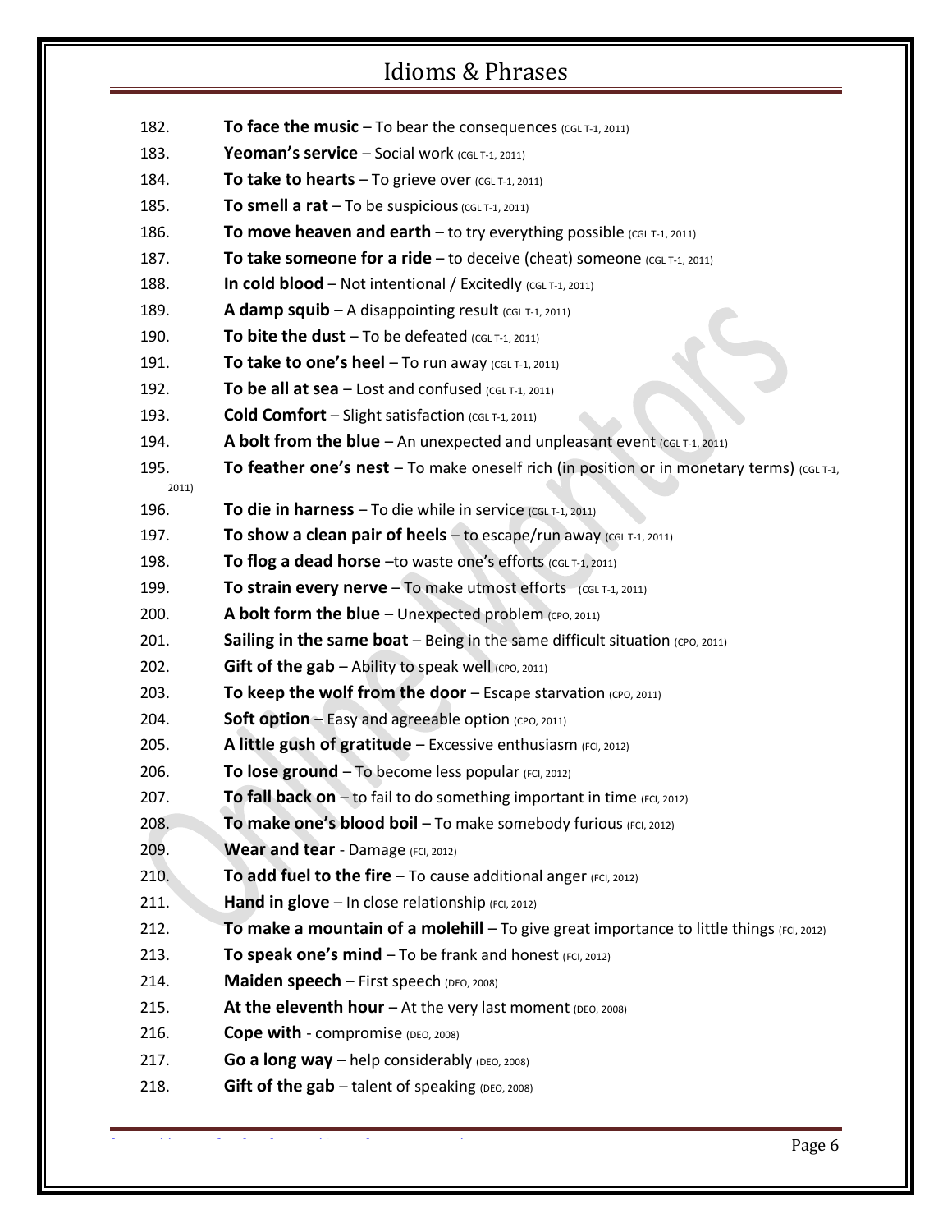182. **To face the music** – To bear the consequences (CGL T-1, 2011)
183. **Yeoman's service** – Social work (CGL T-1, 2011)
184. **To take to hearts** – To grieve over (CGL T-1, 2011)
185. **To smell a rat** – To be suspicious (CGL T-1, 2011)
186. **To move heaven and earth** – to try everything possible (CGL T-1, 2011)
187. **To take someone for a ride** – to deceive (cheat) someone (CGL T-1, 2011)
188. **In cold blood** – Not intentional / Excitedly (CGL T-1, 2011)
189. **A damp squib** – A disappointing result (CGL T-1, 2011)
190. **To bite the dust** – To be defeated (CGL T-1, 2011)
191. **To take to one's heel** – To run away (CGL T-1, 2011)
192. **To be all at sea** – Lost and confused (CGL T-1, 2011)
193. **Cold Comfort** – Slight satisfaction (CGL T-1, 2011)
194. **A bolt from the blue** – An unexpected and unpleasant event (CGL T-1, 2011)
195. **To feather one's nest** – To make oneself rich (in position or in monetary terms) (CGL T-1, 2011)
196. **To die in harness** – To die while in service (CGL T-1, 2011)
197. **To show a clean pair of heels** – to escape/run away (CGL T-1, 2011)
198. **To flog a dead horse** –to waste one's efforts (CGL T-1, 2011)
199. **To strain every nerve** – To make utmost efforts (CGL T-1, 2011)
200. **A bolt form the blue** – Unexpected problem (CPO, 2011)
201. **Sailing in the same boat** – Being in the same difficult situation (CPO, 2011)
202. **Gift of the gab** – Ability to speak well (CPO, 2011)
203. **To keep the wolf from the door** – Escape starvation (CPO, 2011)
204. **Soft option** – Easy and agreeable option (CPO, 2011)
205. **A little gush of gratitude** – Excessive enthusiasm (FCI, 2012)
206. **To lose ground** – To become less popular (FCI, 2012)
207. **To fall back on** – to fail to do something important in time (FCI, 2012)
208. **To make one's blood boil** – To make somebody furious (FCI, 2012)
209. **Wear and tear** - Damage (FCI, 2012)
210. **To add fuel to the fire** – To cause additional anger (FCI, 2012)
211. **Hand in glove** – In close relationship (FCI, 2012)
212. **To make a mountain of a molehill** – To give great importance to little things (FCI, 2012)
213. **To speak one's mind** – To be frank and honest (FCI, 2012)
214. **Maiden speech** – First speech (DEO, 2008)
215. **At the eleventh hour** – At the very last moment (DEO, 2008)
216. **Cope with** - compromise (DEO, 2008)
217. **Go a long way** – help considerably (DEO, 2008)
218. **Gift of the gab** – talent of speaking (DEO, 2008)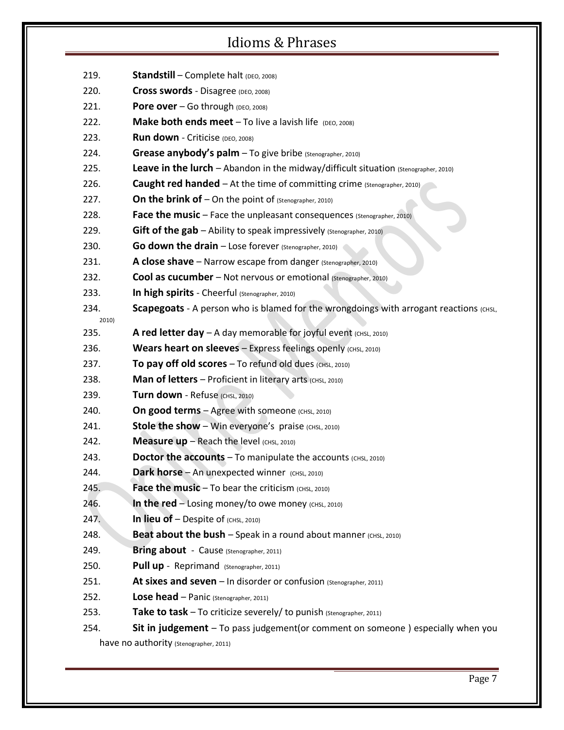219. **Standstill** – Complete halt (DEO, 2008)
220. **Cross swords** - Disagree (DEO, 2008)
221. **Pore over** – Go through (DEO, 2008)
222. **Make both ends meet** – To live a lavish life (DEO, 2008)
223. **Run down** - Criticise (DEO, 2008)
224. **Grease anybody's palm** – To give bribe (Stenographer, 2010)
225. **Leave in the lurch** – Abandon in the midway/difficult situation (Stenographer, 2010)
226. **Caught red handed** – At the time of committing crime (Stenographer, 2010)
227. **On the brink of** – On the point of (Stenographer, 2010)
228. **Face the music** – Face the unpleasant consequences (Stenographer, 2010)
229. **Gift of the gab** – Ability to speak impressively (Stenographer, 2010)
230. **Go down the drain** – Lose forever (Stenographer, 2010)
231. **A close shave** – Narrow escape from danger (Stenographer, 2010)
232. **Cool as cucumber** – Not nervous or emotional (Stenographer, 2010)
233. **In high spirits** - Cheerful (Stenographer, 2010)
234. **Scapegoats** - A person who is blamed for the wrongdoings with arrogant reactions (CHSL, 2010)
235. **A red letter day** – A day memorable for joyful event (CHSL, 2010)
236. **Wears heart on sleeves** – Express feelings openly (CHSL, 2010)
237. **To pay off old scores** – To refund old dues (CHSL, 2010)
238. **Man of letters** – Proficient in literary arts (CHSL, 2010)
239. **Turn down** - Refuse (CHSL, 2010)
240. **On good terms** – Agree with someone (CHSL, 2010)
241. **Stole the show** – Win everyone's praise (CHSL, 2010)
242. **Measure up** – Reach the level (CHSL, 2010)
243. **Doctor the accounts** – To manipulate the accounts (CHSL, 2010)
244. **Dark horse** – An unexpected winner (CHSL, 2010)
245. **Face the music** – To bear the criticism (CHSL, 2010)
246. **In the red** – Losing money/to owe money (CHSL, 2010)
247. **In lieu of** – Despite of (CHSL, 2010)
248. **Beat about the bush** – Speak in a round about manner (CHSL, 2010)
249. **Bring about** - Cause (Stenographer, 2011)
250. **Pull up** - Reprimand (Stenographer, 2011)
251. **At sixes and seven** – In disorder or confusion (Stenographer, 2011)
252. **Lose head** – Panic (Stenographer, 2011)
253. **Take to task** – To criticize severely/ to punish (Stenographer, 2011)
254. **Sit in judgement** – To pass judgement(or comment on someone ) especially when you have no authority (Stenographer, 2011)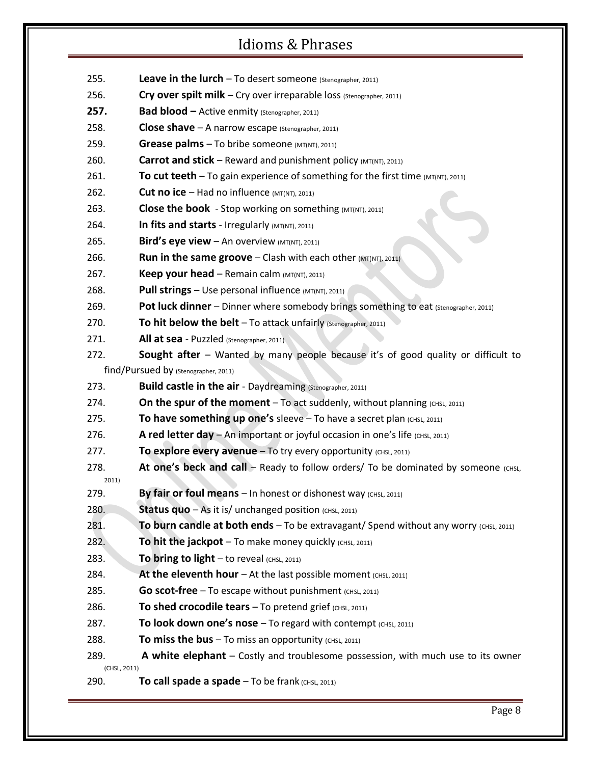255. **Leave in the lurch** – To desert someone (Stenographer, 2011)

256. **Cry over spilt milk** – Cry over irreparable loss (Stenographer, 2011)

**257.** **Bad blood –** Active enmity (Stenographer, 2011)

258. **Close shave** – A narrow escape (Stenographer, 2011)

259. **Grease palms** – To bribe someone (MT(NT), 2011)

260. **Carrot and stick** – Reward and punishment policy (MT(NT), 2011)

261. **To cut teeth** – To gain experience of something for the first time (MT(NT), 2011)

262. **Cut no ice** – Had no influence (MT(NT), 2011)

263. **Close the book** - Stop working on something (MT(NT), 2011)

264. **In fits and starts** - Irregularly (MT(NT), 2011)

265. **Bird's eye view** – An overview (MT(NT), 2011)

266. **Run in the same groove** – Clash with each other (MT(NT), 2011)

267. **Keep your head** – Remain calm (MT(NT), 2011)

268. **Pull strings** – Use personal influence (MT(NT), 2011)

269. **Pot luck dinner** – Dinner where somebody brings something to eat (Stenographer, 2011)

270. **To hit below the belt** – To attack unfairly (Stenographer, 2011)

271. **All at sea** - Puzzled (Stenographer, 2011)

272. **Sought after** – Wanted by many people because it's of good quality or difficult to find/Pursued by (Stenographer, 2011)

273. **Build castle in the air** - Daydreaming (Stenographer, 2011)

274. **On the spur of the moment** – To act suddenly, without planning (CHSL, 2011)

275. **To have something up one's** sleeve – To have a secret plan (CHSL, 2011)

276. **A red letter day** – An important or joyful occasion in one's life (CHSL, 2011)

277. **To explore every avenue** – To try every opportunity (CHSL, 2011)

278. **At one's beck and call** – Ready to follow orders/ To be dominated by someone (CHSL, 2011)

279. **By fair or foul means** – In honest or dishonest way (CHSL, 2011)

280. **Status quo** – As it is/ unchanged position (CHSL, 2011)

281. **To burn candle at both ends** – To be extravagant/ Spend without any worry (CHSL, 2011)

282. **To hit the jackpot** – To make money quickly (CHSL, 2011)

283. **To bring to light** – to reveal (CHSL, 2011)

284. **At the eleventh hour** – At the last possible moment (CHSL, 2011)

285. **Go scot-free** – To escape without punishment (CHSL, 2011)

286. **To shed crocodile tears** – To pretend grief (CHSL, 2011)

287. **To look down one's nose** – To regard with contempt (CHSL, 2011)

288. **To miss the bus** – To miss an opportunity (CHSL, 2011)

289. **A white elephant** – Costly and troublesome possession, with much use to its owner (CHSL, 2011)

290. **To call spade a spade** – To be frank (CHSL, 2011)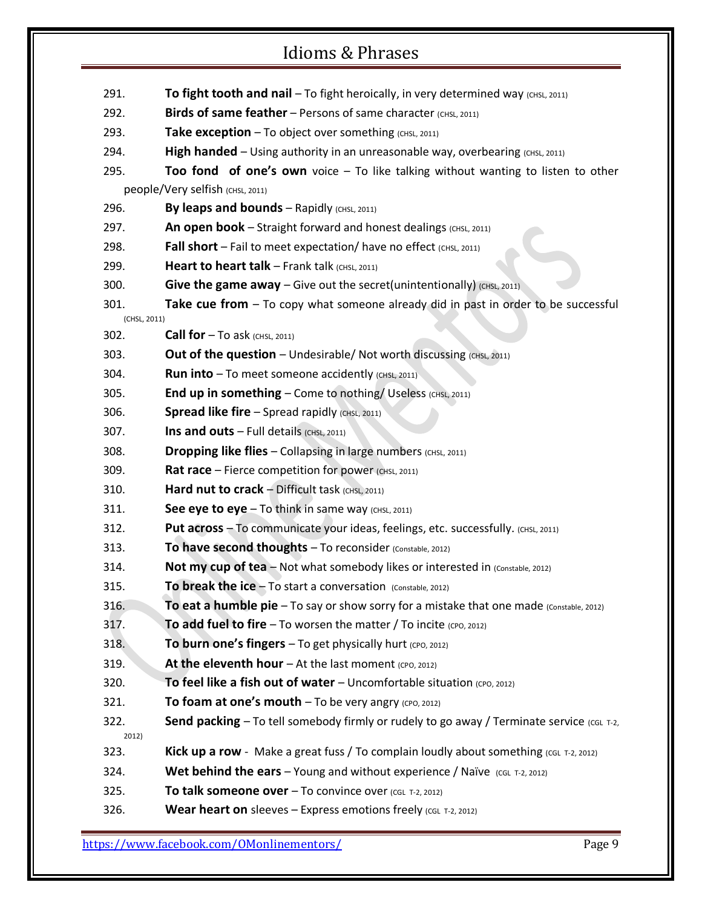291. **To fight tooth and nail** – To fight heroically, in very determined way (CHSL, 2011)

292. **Birds of same feather** – Persons of same character (CHSL, 2011)

293. **Take exception** – To object over something (CHSL, 2011)

294. **High handed** – Using authority in an unreasonable way, overbearing (CHSL, 2011)

295. **Too fond of one's own** voice – To like talking without wanting to listen to other people/Very selfish (CHSL, 2011)

296. **By leaps and bounds** – Rapidly (CHSL, 2011)

297. **An open book** – Straight forward and honest dealings (CHSL, 2011)

298. **Fall short** – Fail to meet expectation/ have no effect (CHSL, 2011)

299. **Heart to heart talk** – Frank talk (CHSL, 2011)

300. **Give the game away** – Give out the secret(unintentionally) (CHSL, 2011)

301. **Take cue from** – To copy what someone already did in past in order to be successful (CHSL, 2011)

302. **Call for** – To ask (CHSL, 2011)

303. **Out of the question** – Undesirable/ Not worth discussing (CHSL, 2011)

304. **Run into** – To meet someone accidently (CHSL, 2011)

305. **End up in something** – Come to nothing/ Useless (CHSL, 2011)

306. **Spread like fire** – Spread rapidly (CHSL, 2011)

307. **Ins and outs** – Full details (CHSL, 2011)

308. **Dropping like flies** – Collapsing in large numbers (CHSL, 2011)

309. **Rat race** – Fierce competition for power (CHSL, 2011)

310. **Hard nut to crack** – Difficult task (CHSL, 2011)

311. **See eye to eye** – To think in same way (CHSL, 2011)

312. **Put across** – To communicate your ideas, feelings, etc. successfully. (CHSL, 2011)

313. **To have second thoughts** – To reconsider (Constable, 2012)

314. **Not my cup of tea** – Not what somebody likes or interested in (Constable, 2012)

315. **To break the ice** – To start a conversation (Constable, 2012)

316. **To eat a humble pie** – To say or show sorry for a mistake that one made (Constable, 2012)

317. **To add fuel to fire** – To worsen the matter / To incite (CPO, 2012)

318. **To burn one's fingers** – To get physically hurt (CPO, 2012)

319. **At the eleventh hour** – At the last moment (CPO, 2012)

320. **To feel like a fish out of water** – Uncomfortable situation (CPO, 2012)

321. **To foam at one's mouth** – To be very angry (CPO, 2012)

322. **Send packing** – To tell somebody firmly or rudely to go away / Terminate service (CGL T-2, 2012)

323. **Kick up a row** - Make a great fuss / To complain loudly about something (CGL T-2, 2012)

324. **Wet behind the ears** – Young and without experience / Naïve (CGL T-2, 2012)

325. **To talk someone over** – To convince over (CGL T-2, 2012)

326. **Wear heart on** sleeves – Express emotions freely (CGL T-2, 2012)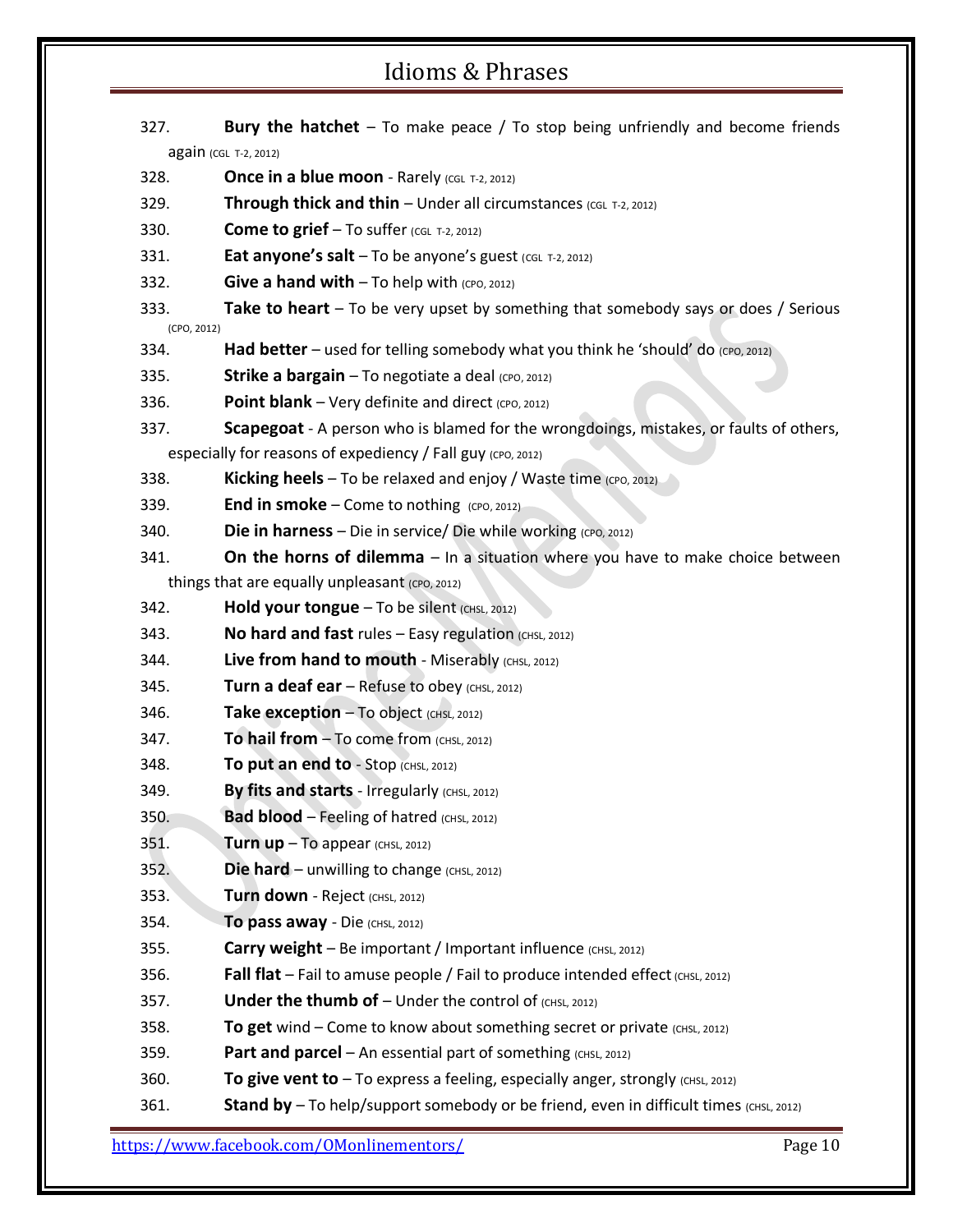327. **Bury the hatchet** – To make peace / To stop being unfriendly and become friends again (CGL T-2, 2012)

328. **Once in a blue moon** - Rarely (CGL T-2, 2012)

329. **Through thick and thin** – Under all circumstances (CGL T-2, 2012)

330. **Come to grief** – To suffer (CGL T-2, 2012)

331. **Eat anyone's salt** – To be anyone's guest (CGL T-2, 2012)

332. **Give a hand with** – To help with (CPO, 2012)

333. **Take to heart** – To be very upset by something that somebody says or does / Serious (CPO, 2012)

334. **Had better** – used for telling somebody what you think he 'should' do (CPO, 2012)

335. **Strike a bargain** – To negotiate a deal (CPO, 2012)

336. **Point blank** – Very definite and direct (CPO, 2012)

337. **Scapegoat** - A person who is blamed for the wrongdoings, mistakes, or faults of others, especially for reasons of expediency / Fall guy (CPO, 2012)

338. **Kicking heels** – To be relaxed and enjoy / Waste time (CPO, 2012)

339. **End in smoke** – Come to nothing (CPO, 2012)

340. **Die in harness** – Die in service/ Die while working (CPO, 2012)

341. **On the horns of dilemma** – In a situation where you have to make choice between things that are equally unpleasant (CPO, 2012)

342. **Hold your tongue** – To be silent (CHSL, 2012)

343. **No hard and fast** rules – Easy regulation (CHSL, 2012)

344. **Live from hand to mouth** - Miserably (CHSL, 2012)

345. **Turn a deaf ear** – Refuse to obey (CHSL, 2012)

346. **Take exception** – To object (CHSL, 2012)

347. **To hail from** – To come from (CHSL, 2012)

348. **To put an end to** - Stop (CHSL, 2012)

349. **By fits and starts** - Irregularly (CHSL, 2012)

350. **Bad blood** – Feeling of hatred (CHSL, 2012)

351. **Turn up** – To appear (CHSL, 2012)

352. **Die hard** – unwilling to change (CHSL, 2012)

353. **Turn down** - Reject (CHSL, 2012)

354. **To pass away** - Die (CHSL, 2012)

355. **Carry weight** – Be important / Important influence (CHSL, 2012)

356. **Fall flat** – Fail to amuse people / Fail to produce intended effect (CHSL, 2012)

357. **Under the thumb of** – Under the control of (CHSL, 2012)

358. **To get** wind – Come to know about something secret or private (CHSL, 2012)

359. **Part and parcel** – An essential part of something (CHSL, 2012)

360. **To give vent to** – To express a feeling, especially anger, strongly (CHSL, 2012)

361. **Stand by** – To help/support somebody or be friend, even in difficult times (CHSL, 2012)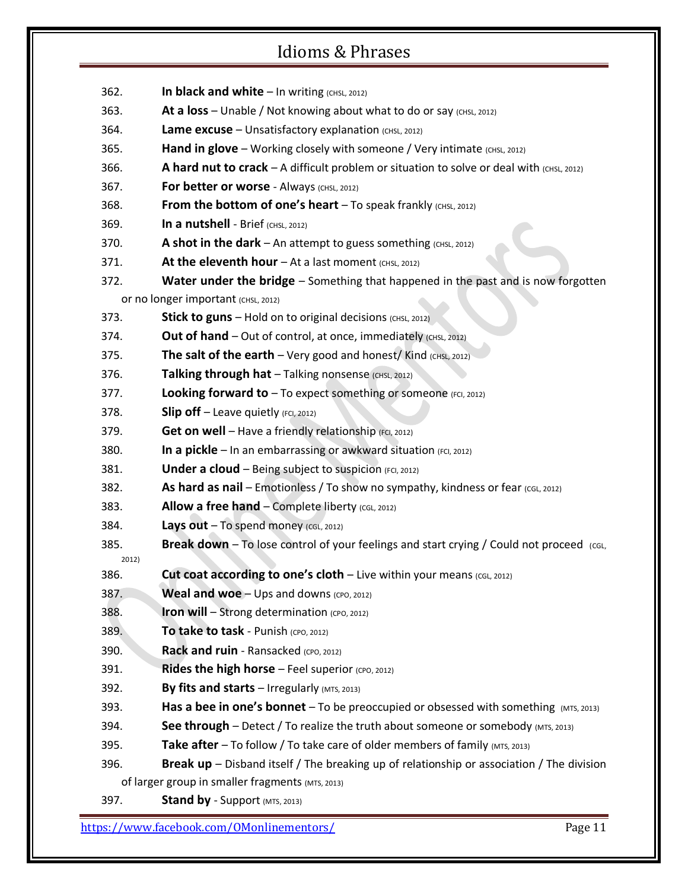362. **In black and white** – In writing (CHSL, 2012)

363. **At a loss** – Unable / Not knowing about what to do or say (CHSL, 2012)

364. **Lame excuse** – Unsatisfactory explanation (CHSL, 2012)

365. **Hand in glove** – Working closely with someone / Very intimate (CHSL, 2012)

366. **A hard nut to crack** – A difficult problem or situation to solve or deal with (CHSL, 2012)

367. **For better or worse** - Always (CHSL, 2012)

368. **From the bottom of one's heart** – To speak frankly (CHSL, 2012)

369. **In a nutshell** - Brief (CHSL, 2012)

370. **A shot in the dark** – An attempt to guess something (CHSL, 2012)

371. **At the eleventh hour** – At a last moment (CHSL, 2012)

372. **Water under the bridge** – Something that happened in the past and is now forgotten or no longer important (CHSL, 2012)

373. **Stick to guns** – Hold on to original decisions (CHSL, 2012)

374. **Out of hand** – Out of control, at once, immediately (CHSL, 2012)

375. **The salt of the earth** – Very good and honest/ Kind (CHSL, 2012)

376. **Talking through hat** – Talking nonsense (CHSL, 2012)

377. **Looking forward to** – To expect something or someone (FCI, 2012)

378. **Slip off** – Leave quietly (FCI, 2012)

379. **Get on well** – Have a friendly relationship (FCI, 2012)

380. **In a pickle** – In an embarrassing or awkward situation (FCI, 2012)

381. **Under a cloud** – Being subject to suspicion (FCI, 2012)

382. **As hard as nail** – Emotionless / To show no sympathy, kindness or fear (CGL, 2012)

383. **Allow a free hand** – Complete liberty (CGL, 2012)

384. **Lays out** – To spend money (CGL, 2012)

385. **Break down** – To lose control of your feelings and start crying / Could not proceed (CGL, 2012)

386. **Cut coat according to one's cloth** – Live within your means (CGL, 2012)

387. **Weal and woe** – Ups and downs (CPO, 2012)

388. **Iron will** – Strong determination (CPO, 2012)

389. **To take to task** - Punish (CPO, 2012)

390. **Rack and ruin** - Ransacked (CPO, 2012)

391. **Rides the high horse** – Feel superior (CPO, 2012)

392. **By fits and starts** – Irregularly (MTS, 2013)

393. **Has a bee in one's bonnet** – To be preoccupied or obsessed with something (MTS, 2013)

394. **See through** – Detect / To realize the truth about someone or somebody (MTS, 2013)

395. **Take after** – To follow / To take care of older members of family (MTS, 2013)

396. **Break up** – Disband itself / The breaking up of relationship or association / The division of larger group in smaller fragments (MTS, 2013)

397. **Stand by** - Support (MTS, 2013)

https://www.facebook.com/OMonlinementors/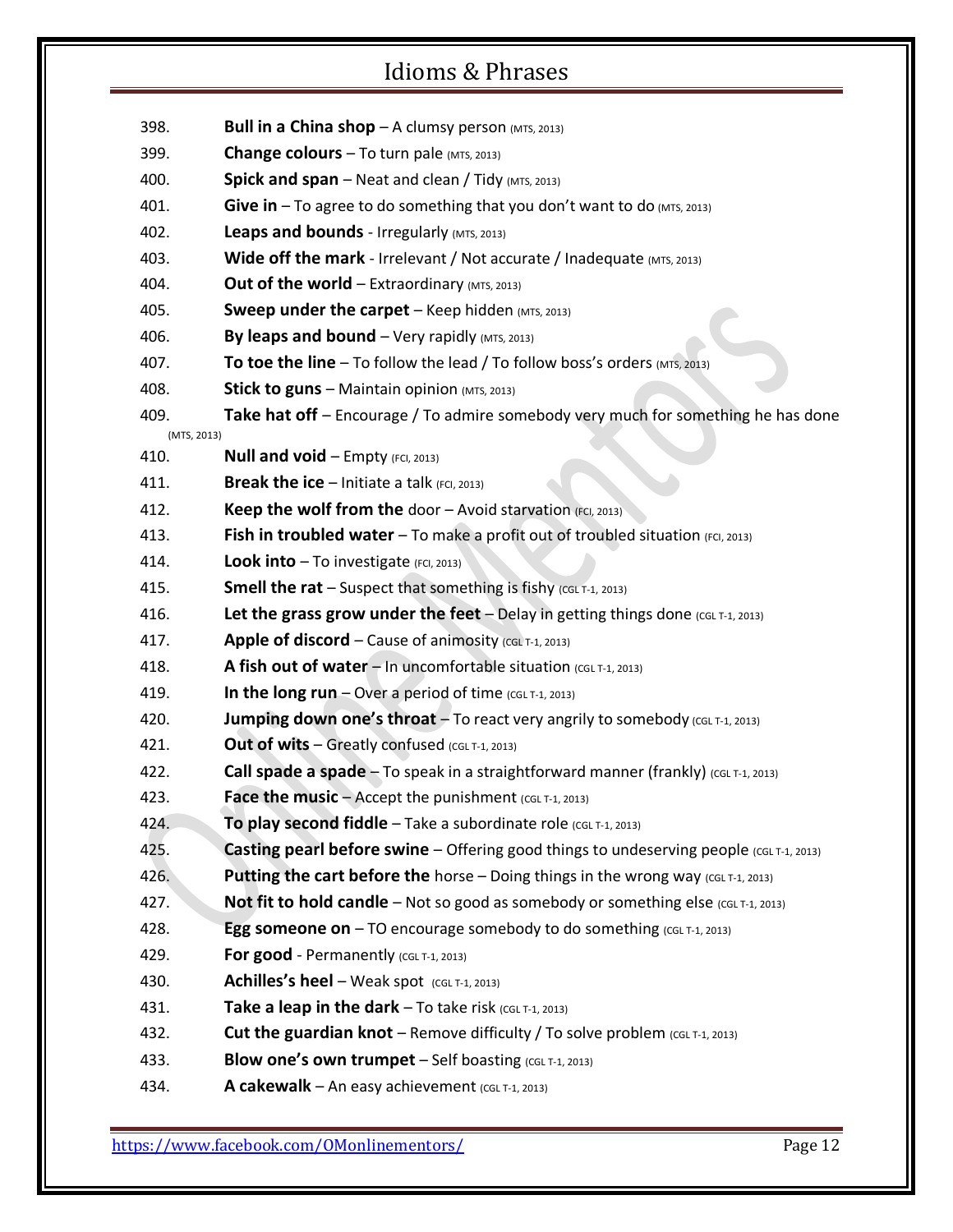398. **Bull in a China shop** – A clumsy person (MTS, 2013)
399. **Change colours** – To turn pale (MTS, 2013)
400. **Spick and span** – Neat and clean / Tidy (MTS, 2013)
401. **Give in** – To agree to do something that you don't want to do (MTS, 2013)
402. **Leaps and bounds** - Irregularly (MTS, 2013)
403. **Wide off the mark** - Irrelevant / Not accurate / Inadequate (MTS, 2013)
404. **Out of the world** – Extraordinary (MTS, 2013)
405. **Sweep under the carpet** – Keep hidden (MTS, 2013)
406. **By leaps and bound** – Very rapidly (MTS, 2013)
407. **To toe the line** – To follow the lead / To follow boss's orders (MTS, 2013)
408. **Stick to guns** – Maintain opinion (MTS, 2013)
409. **Take hat off** – Encourage / To admire somebody very much for something he has done (MTS, 2013)
410. **Null and void** – Empty (FCI, 2013)
411. **Break the ice** – Initiate a talk (FCI, 2013)
412. **Keep the wolf from the** door – Avoid starvation (FCI, 2013)
413. **Fish in troubled water** – To make a profit out of troubled situation (FCI, 2013)
414. **Look into** – To investigate (FCI, 2013)
415. **Smell the rat** – Suspect that something is fishy (CGL T-1, 2013)
416. **Let the grass grow under the feet** – Delay in getting things done (CGL T-1, 2013)
417. **Apple of discord** – Cause of animosity (CGL T-1, 2013)
418. **A fish out of water** – In uncomfortable situation (CGL T-1, 2013)
419. **In the long run** – Over a period of time (CGL T-1, 2013)
420. **Jumping down one's throat** – To react very angrily to somebody (CGL T-1, 2013)
421. **Out of wits** – Greatly confused (CGL T-1, 2013)
422. **Call spade a spade** – To speak in a straightforward manner (frankly) (CGL T-1, 2013)
423. **Face the music** – Accept the punishment (CGL T-1, 2013)
424. **To play second fiddle** – Take a subordinate role (CGL T-1, 2013)
425. **Casting pearl before swine** – Offering good things to undeserving people (CGL T-1, 2013)
426. **Putting the cart before the** horse – Doing things in the wrong way (CGL T-1, 2013)
427. **Not fit to hold candle** – Not so good as somebody or something else (CGL T-1, 2013)
428. **Egg someone on** – TO encourage somebody to do something (CGL T-1, 2013)
429. **For good** - Permanently (CGL T-1, 2013)
430. **Achilles's heel** – Weak spot (CGL T-1, 2013)
431. **Take a leap in the dark** – To take risk (CGL T-1, 2013)
432. **Cut the guardian knot** – Remove difficulty / To solve problem (CGL T-1, 2013)
433. **Blow one's own trumpet** – Self boasting (CGL T-1, 2013)
434. **A cakewalk** – An easy achievement (CGL T-1, 2013)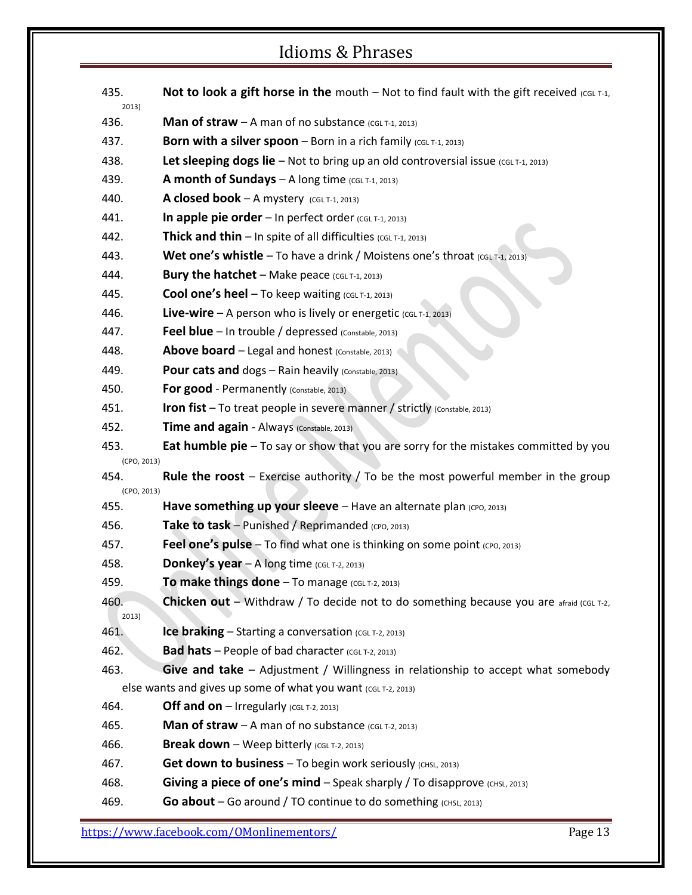435. **Not to look a gift horse in the** mouth – Not to find fault with the gift received (CGL T-1, 2013)

436. **Man of straw** – A man of no substance (CGL T-1, 2013)

437. **Born with a silver spoon** – Born in a rich family (CGL T-1, 2013)

438. **Let sleeping dogs lie** – Not to bring up an old controversial issue (CGL T-1, 2013)

439. **A month of Sundays** – A long time (CGL T-1, 2013)

440. **A closed book** – A mystery (CGL T-1, 2013)

441. **In apple pie order** – In perfect order (CGL T-1, 2013)

442. **Thick and thin** – In spite of all difficulties (CGL T-1, 2013)

443. **Wet one's whistle** – To have a drink / Moistens one's throat (CGL T-1, 2013)

444. **Bury the hatchet** – Make peace (CGL T-1, 2013)

445. **Cool one's heel** – To keep waiting (CGL T-1, 2013)

446. **Live-wire** – A person who is lively or energetic (CGL T-1, 2013)

447. **Feel blue** – In trouble / depressed (Constable, 2013)

448. **Above board** – Legal and honest (Constable, 2013)

449. **Pour cats and** dogs – Rain heavily (Constable, 2013)

450. **For good** - Permanently (Constable, 2013)

451. **Iron fist** – To treat people in severe manner / strictly (Constable, 2013)

452. **Time and again** - Always (Constable, 2013)

453. **Eat humble pie** – To say or show that you are sorry for the mistakes committed by you (CPO, 2013)

454. **Rule the roost** – Exercise authority / To be the most powerful member in the group (CPO, 2013)

455. **Have something up your sleeve** – Have an alternate plan (CPO, 2013)

456. **Take to task** – Punished / Reprimanded (CPO, 2013)

457. **Feel one's pulse** – To find what one is thinking on some point (CPO, 2013)

458. **Donkey's year** – A long time (CGL T-2, 2013)

459. **To make things done** – To manage (CGL T-2, 2013)

460. **Chicken out** – Withdraw / To decide not to do something because you are afraid (CGL T-2, 2013)

461. **Ice braking** – Starting a conversation (CGL T-2, 2013)

462. **Bad hats** – People of bad character (CGL T-2, 2013)

463. **Give and take** – Adjustment / Willingness in relationship to accept what somebody else wants and gives up some of what you want (CGL T-2, 2013)

464. **Off and on** – Irregularly (CGL T-2, 2013)

465. **Man of straw** – A man of no substance (CGL T-2, 2013)

466. **Break down** – Weep bitterly (CGL T-2, 2013)

467. **Get down to business** – To begin work seriously (CHSL, 2013)

468. **Giving a piece of one's mind** – Speak sharply / To disapprove (CHSL, 2013)

469. **Go about** – Go around / TO continue to do something (CHSL, 2013)

https://www.facebook.com/OMonlinementors/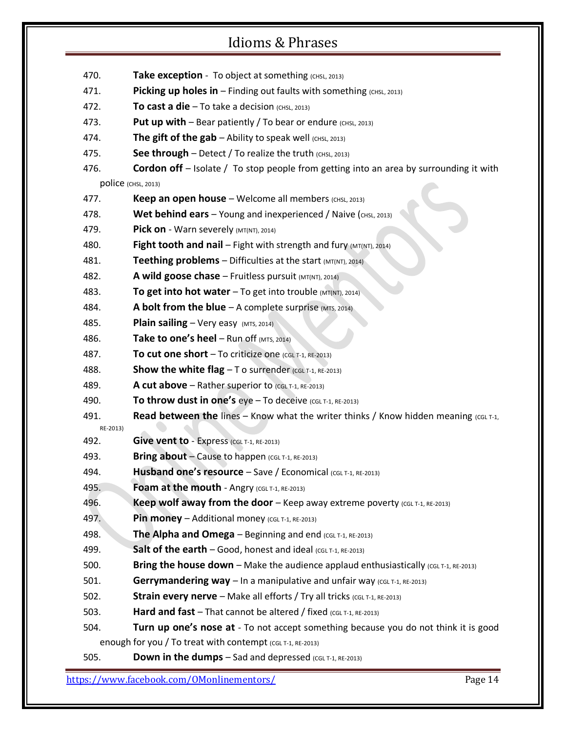470. **Take exception** - To object at something (CHSL, 2013)

471. **Picking up holes in** – Finding out faults with something (CHSL, 2013)

472. **To cast a die** – To take a decision (CHSL, 2013)

473. **Put up with** – Bear patiently / To bear or endure (CHSL, 2013)

474. **The gift of the gab** – Ability to speak well (CHSL, 2013)

475. **See through** – Detect / To realize the truth (CHSL, 2013)

476. **Cordon off** – Isolate / To stop people from getting into an area by surrounding it with police (CHSL, 2013)

477. **Keep an open house** – Welcome all members (CHSL, 2013)

478. **Wet behind ears** – Young and inexperienced / Naive (CHSL, 2013)

479. **Pick on** - Warn severely (MT(NT), 2014)

480. **Fight tooth and nail** – Fight with strength and fury (MT(NT), 2014)

481. **Teething problems** – Difficulties at the start (MT(NT), 2014)

482. **A wild goose chase** – Fruitless pursuit (MT(NT), 2014)

483. **To get into hot water** – To get into trouble (MT(NT), 2014)

484. **A bolt from the blue** – A complete surprise (MTS, 2014)

485. **Plain sailing** – Very easy (MTS, 2014)

486. **Take to one's heel** – Run off (MTS, 2014)

487. **To cut one short** – To criticize one (CGL T-1, RE-2013)

488. **Show the white flag** – T o surrender (CGL T-1, RE-2013)

489. **A cut above** – Rather superior to (CGL T-1, RE-2013)

490. **To throw dust in one's** eye – To deceive (CGL T-1, RE-2013)

491. **Read between the** lines – Know what the writer thinks / Know hidden meaning (CGL T-1, RE-2013)

492. **Give vent to** - Express (CGL T-1, RE-2013)

493. **Bring about** – Cause to happen (CGL T-1, RE-2013)

494. **Husband one's resource** – Save / Economical (CGL T-1, RE-2013)

495. **Foam at the mouth** - Angry (CGL T-1, RE-2013)

496. **Keep wolf away from the door** – Keep away extreme poverty (CGL T-1, RE-2013)

497. **Pin money** – Additional money (CGL T-1, RE-2013)

498. **The Alpha and Omega** – Beginning and end (CGL T-1, RE-2013)

499. **Salt of the earth** – Good, honest and ideal (CGL T-1, RE-2013)

500. **Bring the house down** – Make the audience applaud enthusiastically (CGL T-1, RE-2013)

501. **Gerrymandering way** – In a manipulative and unfair way (CGL T-1, RE-2013)

502. **Strain every nerve** – Make all efforts / Try all tricks (CGL T-1, RE-2013)

503. **Hard and fast** – That cannot be altered / fixed (CGL T-1, RE-2013)

504. **Turn up one's nose at** - To not accept something because you do not think it is good enough for you / To treat with contempt (CGL T-1, RE-2013)

505. **Down in the dumps** – Sad and depressed (CGL T-1, RE-2013)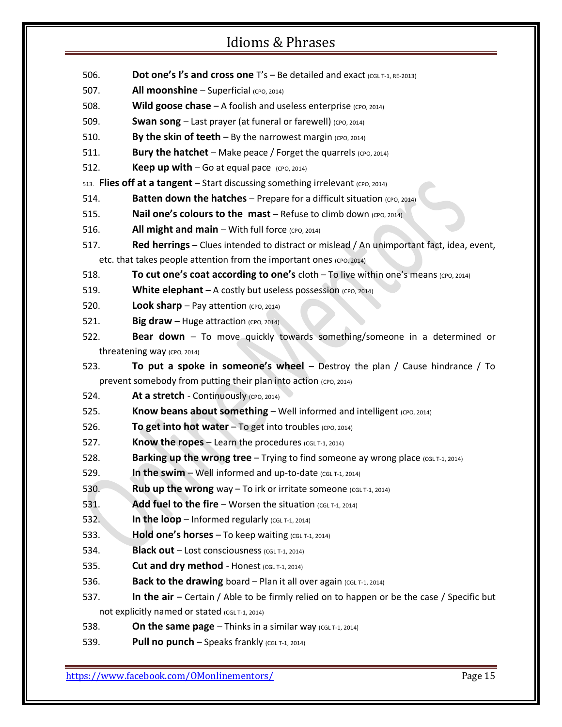506. **Dot one's I's and cross one** T's – Be detailed and exact (CGL T-1, RE-2013)

507. **All moonshine** – Superficial (CPO, 2014)

508. **Wild goose chase** – A foolish and useless enterprise (CPO, 2014)

509. **Swan song** – Last prayer (at funeral or farewell) (CPO, 2014)

510. **By the skin of teeth** – By the narrowest margin (CPO, 2014)

511. **Bury the hatchet** – Make peace / Forget the quarrels (CPO, 2014)

512. **Keep up with** – Go at equal pace (CPO, 2014)

513. **Flies off at a tangent** – Start discussing something irrelevant (CPO, 2014)

514. **Batten down the hatches** – Prepare for a difficult situation (CPO, 2014)

515. **Nail one's colours to the mast** – Refuse to climb down (CPO, 2014)

516. **All might and main** – With full force (CPO, 2014)

517. **Red herrings** – Clues intended to distract or mislead / An unimportant fact, idea, event, etc. that takes people attention from the important ones (CPO, 2014)

518. **To cut one's coat according to one's** cloth – To live within one's means (CPO, 2014)

519. **White elephant** – A costly but useless possession (CPO, 2014)

520. **Look sharp** – Pay attention (CPO, 2014)

521. **Big draw** – Huge attraction (CPO, 2014)

522. **Bear down** – To move quickly towards something/someone in a determined or threatening way (CPO, 2014)

523. **To put a spoke in someone's wheel** – Destroy the plan / Cause hindrance / To prevent somebody from putting their plan into action (CPO, 2014)

524. **At a stretch** - Continuously (CPO, 2014)

525. **Know beans about something** – Well informed and intelligent (CPO, 2014)

526. **To get into hot water** – To get into troubles (CPO, 2014)

527. **Know the ropes** – Learn the procedures (CGL T-1, 2014)

528. **Barking up the wrong tree** – Trying to find someone ay wrong place (CGL T-1, 2014)

529. **In the swim** – Well informed and up-to-date (CGL T-1, 2014)

530. **Rub up the wrong** way – To irk or irritate someone (CGL T-1, 2014)

531. **Add fuel to the fire** – Worsen the situation (CGL T-1, 2014)

532. **In the loop** – Informed regularly (CGL T-1, 2014)

533. **Hold one's horses** – To keep waiting (CGL T-1, 2014)

534. **Black out** – Lost consciousness (CGL T-1, 2014)

535. **Cut and dry method** - Honest (CGL T-1, 2014)

536. **Back to the drawing** board – Plan it all over again (CGL T-1, 2014)

537. **In the air** – Certain / Able to be firmly relied on to happen or be the case / Specific but not explicitly named or stated (CGL T-1, 2014)

538. **On the same page** – Thinks in a similar way (CGL T-1, 2014)

539. **Pull no punch** – Speaks frankly (CGL T-1, 2014)

https://www.facebook.com/OMonlinementors/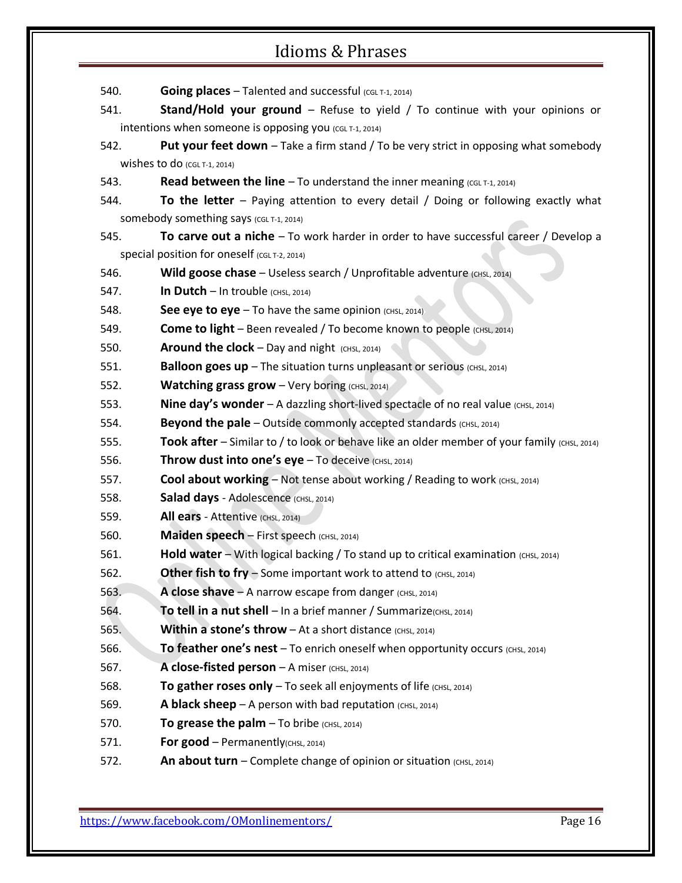540. **Going places** – Talented and successful (CGL T-1, 2014)

541. **Stand/Hold your ground** – Refuse to yield / To continue with your opinions or intentions when someone is opposing you (CGL T-1, 2014)

542. **Put your feet down** – Take a firm stand / To be very strict in opposing what somebody wishes to do (CGL T-1, 2014)

543. **Read between the line** – To understand the inner meaning (CGL T-1, 2014)

544. **To the letter** – Paying attention to every detail / Doing or following exactly what somebody something says (CGL T-1, 2014)

545. **To carve out a niche** – To work harder in order to have successful career / Develop a special position for oneself (CGL T-2, 2014)

546. **Wild goose chase** – Useless search / Unprofitable adventure (CHSL, 2014)

547. **In Dutch** – In trouble (CHSL, 2014)

548. **See eye to eye** – To have the same opinion (CHSL, 2014)

549. **Come to light** – Been revealed / To become known to people (CHSL, 2014)

550. **Around the clock** – Day and night (CHSL, 2014)

551. **Balloon goes up** – The situation turns unpleasant or serious (CHSL, 2014)

552. **Watching grass grow** – Very boring (CHSL, 2014)

553. **Nine day's wonder** – A dazzling short-lived spectacle of no real value (CHSL, 2014)

554. **Beyond the pale** – Outside commonly accepted standards (CHSL, 2014)

555. **Took after** – Similar to / to look or behave like an older member of your family (CHSL, 2014)

556. **Throw dust into one's eye** – To deceive (CHSL, 2014)

557. **Cool about working** – Not tense about working / Reading to work (CHSL, 2014)

558. **Salad days** - Adolescence (CHSL, 2014)

559. **All ears** - Attentive (CHSL, 2014)

560. **Maiden speech** – First speech (CHSL, 2014)

561. **Hold water** – With logical backing / To stand up to critical examination (CHSL, 2014)

562. **Other fish to fry** – Some important work to attend to (CHSL, 2014)

563. **A close shave** – A narrow escape from danger (CHSL, 2014)

564. **To tell in a nut shell** – In a brief manner / Summarize(CHSL, 2014)

565. **Within a stone's throw** – At a short distance (CHSL, 2014)

566. **To feather one's nest** – To enrich oneself when opportunity occurs (CHSL, 2014)

567. **A close-fisted person** – A miser (CHSL, 2014)

568. **To gather roses only** – To seek all enjoyments of life (CHSL, 2014)

569. **A black sheep** – A person with bad reputation (CHSL, 2014)

570. **To grease the palm** – To bribe (CHSL, 2014)

571. **For good** – Permanently(CHSL, 2014)

572. **An about turn** – Complete change of opinion or situation (CHSL, 2014)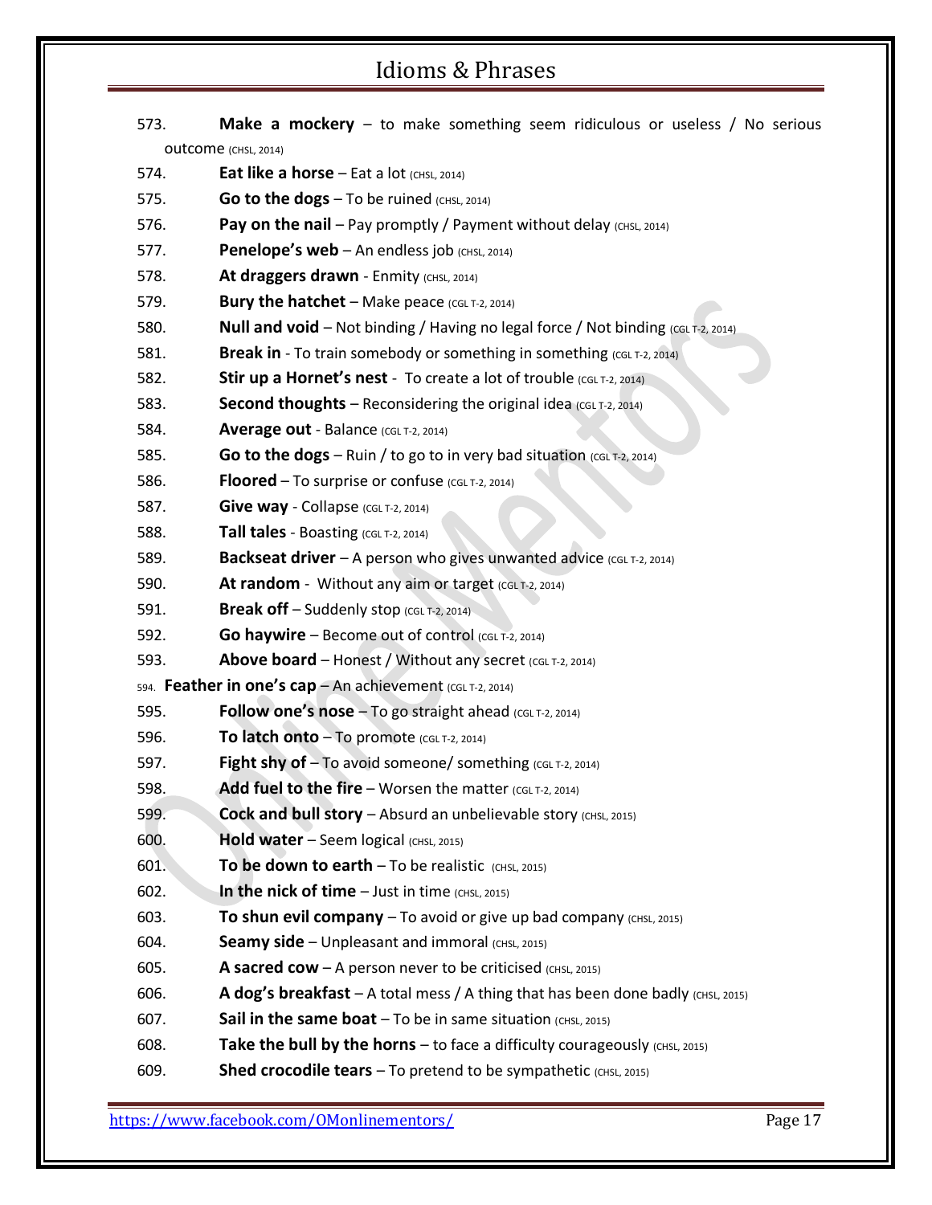573. **Make a mockery** – to make something seem ridiculous or useless / No serious outcome (CHSL, 2014)

574. **Eat like a horse** – Eat a lot (CHSL, 2014)

575. **Go to the dogs** – To be ruined (CHSL, 2014)

576. **Pay on the nail** – Pay promptly / Payment without delay (CHSL, 2014)

577. **Penelope's web** – An endless job (CHSL, 2014)

578. **At draggers drawn** - Enmity (CHSL, 2014)

579. **Bury the hatchet** – Make peace (CGL T-2, 2014)

580. **Null and void** – Not binding / Having no legal force / Not binding (CGL T-2, 2014)

581. **Break in** - To train somebody or something in something (CGL T-2, 2014)

582. **Stir up a Hornet's nest** - To create a lot of trouble (CGL T-2, 2014)

583. **Second thoughts** – Reconsidering the original idea (CGL T-2, 2014)

584. **Average out** - Balance (CGL T-2, 2014)

585. **Go to the dogs** – Ruin / to go to in very bad situation (CGL T-2, 2014)

586. **Floored** – To surprise or confuse (CGL T-2, 2014)

587. **Give way** - Collapse (CGL T-2, 2014)

588. **Tall tales** - Boasting (CGL T-2, 2014)

589. **Backseat driver** – A person who gives unwanted advice (CGL T-2, 2014)

590. **At random** - Without any aim or target (CGL T-2, 2014)

591. **Break off** – Suddenly stop (CGL T-2, 2014)

592. **Go haywire** – Become out of control (CGL T-2, 2014)

593. **Above board** – Honest / Without any secret (CGL T-2, 2014)

594. **Feather in one's cap** – An achievement (CGL T-2, 2014)

595. **Follow one's nose** – To go straight ahead (CGL T-2, 2014)

596. **To latch onto** – To promote (CGL T-2, 2014)

597. **Fight shy of** – To avoid someone/ something (CGL T-2, 2014)

598. **Add fuel to the fire** – Worsen the matter (CGL T-2, 2014)

599. **Cock and bull story** – Absurd an unbelievable story (CHSL, 2015)

600. **Hold water** – Seem logical (CHSL, 2015)

601. **To be down to earth** – To be realistic (CHSL, 2015)

602. **In the nick of time** – Just in time (CHSL, 2015)

603. **To shun evil company** – To avoid or give up bad company (CHSL, 2015)

604. **Seamy side** – Unpleasant and immoral (CHSL, 2015)

605. **A sacred cow** – A person never to be criticised (CHSL, 2015)

606. **A dog's breakfast** – A total mess / A thing that has been done badly (CHSL, 2015)

607. **Sail in the same boat** – To be in same situation (CHSL, 2015)

608. **Take the bull by the horns** – to face a difficulty courageously (CHSL, 2015)

609. **Shed crocodile tears** – To pretend to be sympathetic (CHSL, 2015)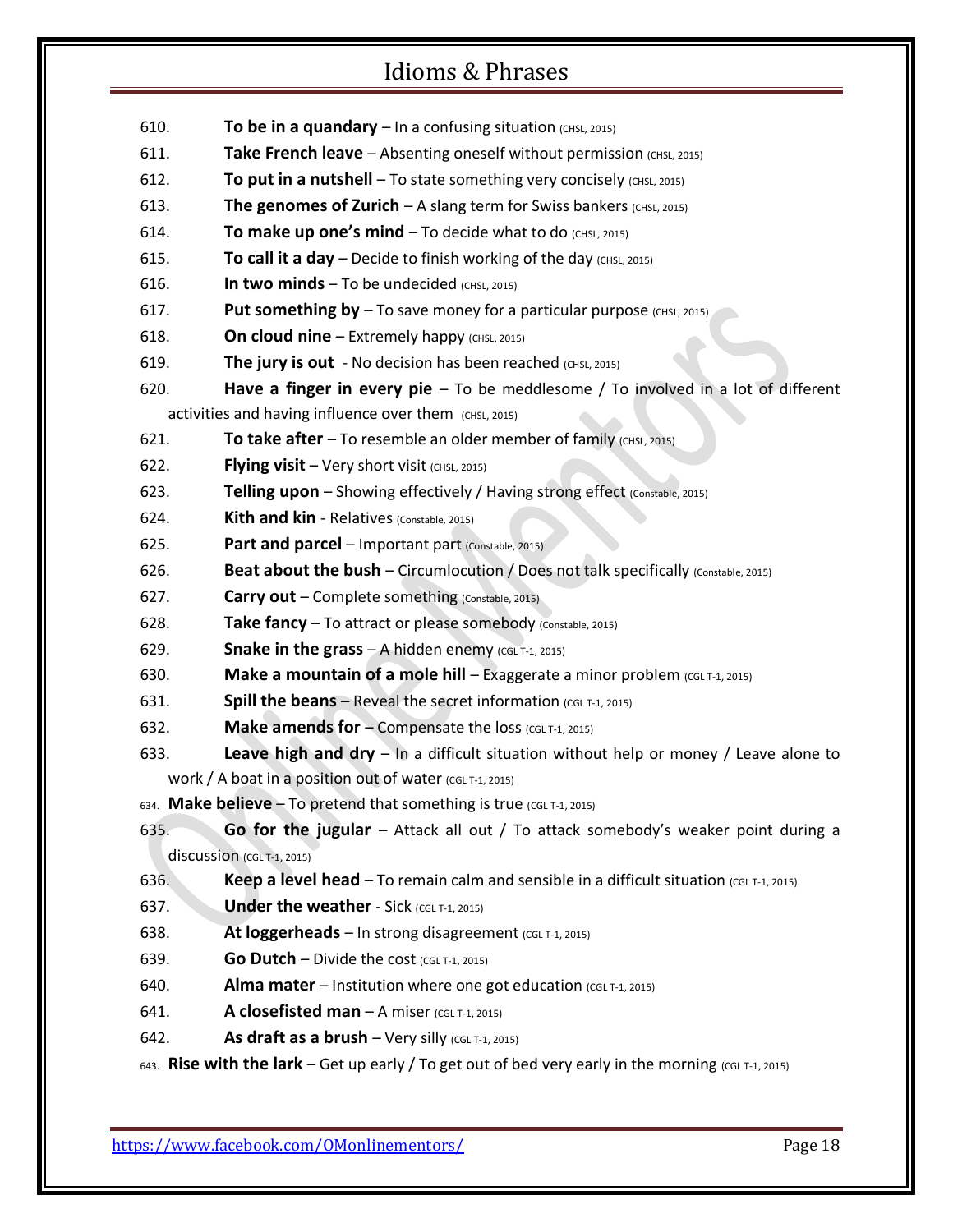610. **To be in a quandary** – In a confusing situation (CHSL, 2015)

611. **Take French leave** – Absenting oneself without permission (CHSL, 2015)

612. **To put in a nutshell** – To state something very concisely (CHSL, 2015)

613. **The genomes of Zurich** – A slang term for Swiss bankers (CHSL, 2015)

614. **To make up one's mind** – To decide what to do (CHSL, 2015)

615. **To call it a day** – Decide to finish working of the day (CHSL, 2015)

616. **In two minds** – To be undecided (CHSL, 2015)

617. **Put something by** – To save money for a particular purpose (CHSL, 2015)

618. **On cloud nine** – Extremely happy (CHSL, 2015)

619. **The jury is out** - No decision has been reached (CHSL, 2015)

620. **Have a finger in every pie** – To be meddlesome / To involved in a lot of different activities and having influence over them (CHSL, 2015)

621. **To take after** – To resemble an older member of family (CHSL, 2015)

622. **Flying visit** – Very short visit (CHSL, 2015)

623. **Telling upon** – Showing effectively / Having strong effect (Constable, 2015)

624. **Kith and kin** - Relatives (Constable, 2015)

625. **Part and parcel** – Important part (Constable, 2015)

626. **Beat about the bush** – Circumlocution / Does not talk specifically (Constable, 2015)

627. **Carry out** – Complete something (Constable, 2015)

628. **Take fancy** – To attract or please somebody (Constable, 2015)

629. **Snake in the grass** – A hidden enemy (CGL T-1, 2015)

630. **Make a mountain of a mole hill** – Exaggerate a minor problem (CGL T-1, 2015)

631. **Spill the beans** – Reveal the secret information (CGL T-1, 2015)

632. **Make amends for** – Compensate the loss (CGL T-1, 2015)

633. **Leave high and dry** – In a difficult situation without help or money / Leave alone to work / A boat in a position out of water (CGL T-1, 2015)

634. **Make believe** – To pretend that something is true (CGL T-1, 2015)

635. **Go for the jugular** – Attack all out / To attack somebody's weaker point during a discussion (CGL T-1, 2015)

636. **Keep a level head** – To remain calm and sensible in a difficult situation (CGL T-1, 2015)

637. **Under the weather** - Sick (CGL T-1, 2015)

638. **At loggerheads** – In strong disagreement (CGL T-1, 2015)

639. **Go Dutch** – Divide the cost (CGL T-1, 2015)

640. **Alma mater** – Institution where one got education (CGL T-1, 2015)

641. **A closefisted man** – A miser (CGL T-1, 2015)

642. **As draft as a brush** – Very silly (CGL T-1, 2015)

643. **Rise with the lark** – Get up early / To get out of bed very early in the morning (CGL T-1, 2015)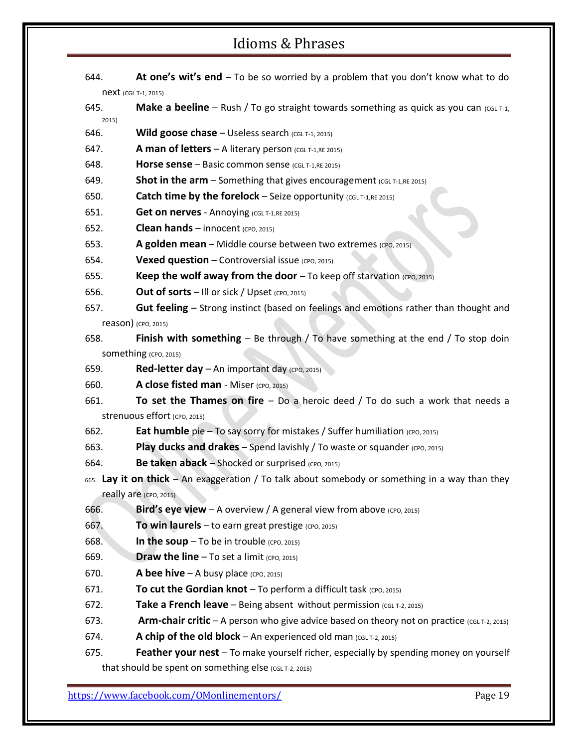644. **At one's wit's end** – To be so worried by a problem that you don't know what to do next (CGL T-1, 2015)

645. **Make a beeline** – Rush / To go straight towards something as quick as you can (CGL T-1, 2015)

646. **Wild goose chase** – Useless search (CGL T-1, 2015)

647. **A man of letters** – A literary person (CGL T-1,RE 2015)

648. **Horse sense** – Basic common sense (CGL T-1,RE 2015)

649. **Shot in the arm** – Something that gives encouragement (CGL T-1,RE 2015)

650. **Catch time by the forelock** – Seize opportunity (CGL T-1,RE 2015)

651. **Get on nerves** - Annoying (CGL T-1,RE 2015)

652. **Clean hands** – innocent (CPO, 2015)

653. **A golden mean** – Middle course between two extremes (CPO, 2015)

654. **Vexed question** – Controversial issue (CPO, 2015)

655. **Keep the wolf away from the door** – To keep off starvation (CPO, 2015)

656. **Out of sorts** – Ill or sick / Upset (CPO, 2015)

657. **Gut feeling** – Strong instinct (based on feelings and emotions rather than thought and reason) (CPO, 2015)

658. **Finish with something** – Be through / To have something at the end / To stop doin something (CPO, 2015)

659. **Red-letter day** – An important day (CPO, 2015)

660. **A close fisted man** - Miser (CPO, 2015)

661. **To set the Thames on fire** – Do a heroic deed / To do such a work that needs a strenuous effort (CPO, 2015)

662. **Eat humble** pie – To say sorry for mistakes / Suffer humiliation (CPO, 2015)

663. **Play ducks and drakes** – Spend lavishly / To waste or squander (CPO, 2015)

664. **Be taken aback** – Shocked or surprised (CPO, 2015)

665. **Lay it on thick** – An exaggeration / To talk about somebody or something in a way than they really are (CPO, 2015)

666. **Bird's eye view** – A overview / A general view from above (CPO, 2015)

667. **To win laurels** – to earn great prestige (CPO, 2015)

668. **In the soup** – To be in trouble (CPO, 2015)

669. **Draw the line** – To set a limit (CPO, 2015)

670. **A bee hive** – A busy place (CPO, 2015)

671. **To cut the Gordian knot** – To perform a difficult task (CPO, 2015)

672. **Take a French leave** – Being absent without permission (CGL T-2, 2015)

673. **Arm-chair critic** – A person who give advice based on theory not on practice (CGL T-2, 2015)

674. **A chip of the old block** – An experienced old man (CGL T-2, 2015)

675. **Feather your nest** – To make yourself richer, especially by spending money on yourself that should be spent on something else (CGL T-2, 2015)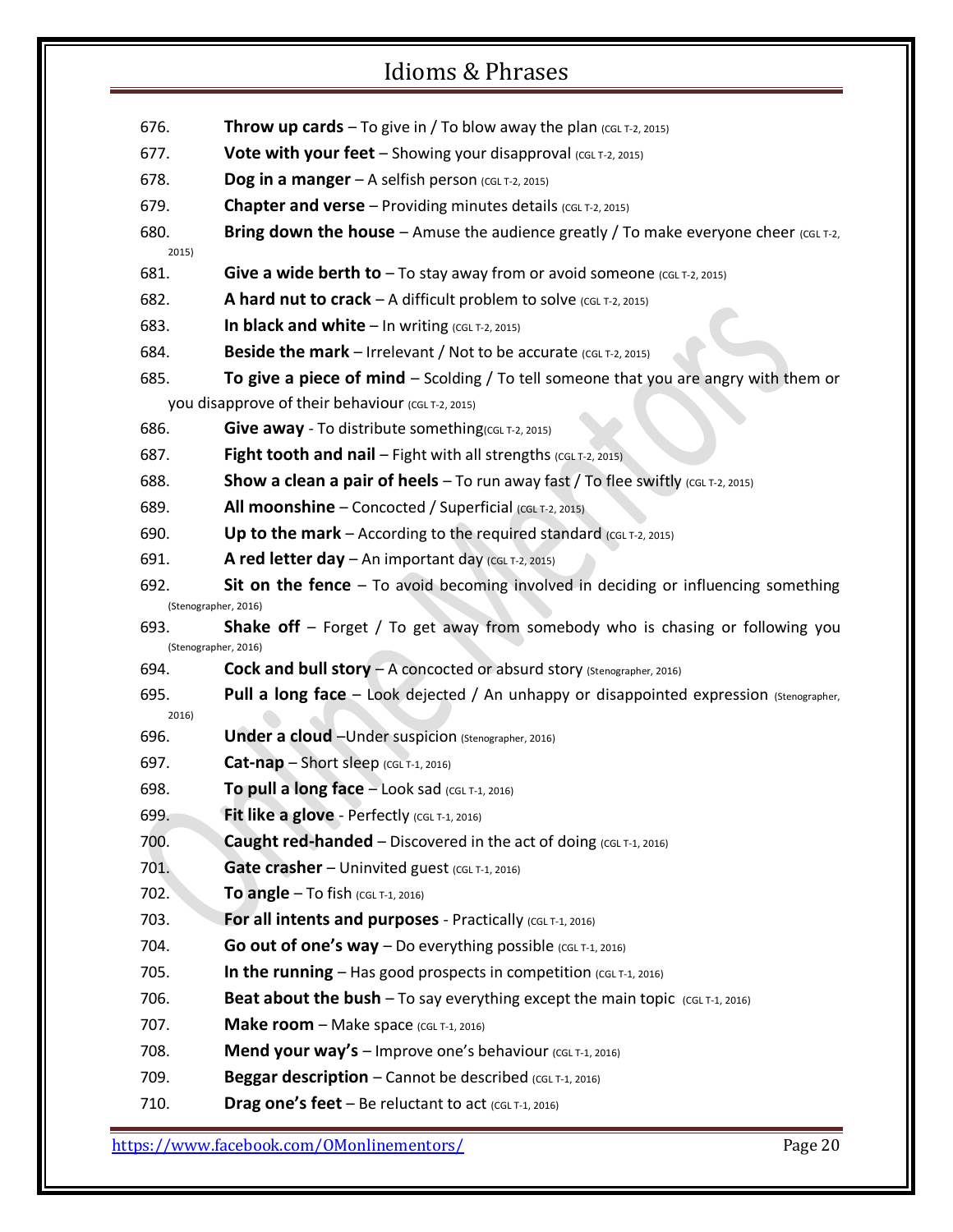676. **Throw up cards** – To give in / To blow away the plan (CGL T-2, 2015)

677. **Vote with your feet** – Showing your disapproval (CGL T-2, 2015)

678. **Dog in a manger** – A selfish person (CGL T-2, 2015)

679. **Chapter and verse** – Providing minutes details (CGL T-2, 2015)

680. **Bring down the house** – Amuse the audience greatly / To make everyone cheer (CGL T-2, 2015)

681. **Give a wide berth to** – To stay away from or avoid someone (CGL T-2, 2015)

682. **A hard nut to crack** – A difficult problem to solve (CGL T-2, 2015)

683. **In black and white** – In writing (CGL T-2, 2015)

684. **Beside the mark** – Irrelevant / Not to be accurate (CGL T-2, 2015)

685. **To give a piece of mind** – Scolding / To tell someone that you are angry with them or you disapprove of their behaviour (CGL T-2, 2015)

686. **Give away** - To distribute something(CGL T-2, 2015)

687. **Fight tooth and nail** – Fight with all strengths (CGL T-2, 2015)

688. **Show a clean a pair of heels** – To run away fast / To flee swiftly (CGL T-2, 2015)

689. **All moonshine** – Concocted / Superficial (CGL T-2, 2015)

690. **Up to the mark** – According to the required standard (CGL T-2, 2015)

691. **A red letter day** – An important day (CGL T-2, 2015)

692. **Sit on the fence** – To avoid becoming involved in deciding or influencing something (Stenographer, 2016)

693. **Shake off** – Forget / To get away from somebody who is chasing or following you (Stenographer, 2016)

694. **Cock and bull story** – A concocted or absurd story (Stenographer, 2016)

695. **Pull a long face** – Look dejected / An unhappy or disappointed expression (Stenographer, 2016)

696. **Under a cloud** –Under suspicion (Stenographer, 2016)

697. **Cat-nap** – Short sleep (CGL T-1, 2016)

698. **To pull a long face** – Look sad (CGL T-1, 2016)

699. **Fit like a glove** - Perfectly (CGL T-1, 2016)

700. **Caught red-handed** – Discovered in the act of doing (CGL T-1, 2016)

701. **Gate crasher** – Uninvited guest (CGL T-1, 2016)

702. **To angle** – To fish (CGL T-1, 2016)

703. **For all intents and purposes** - Practically (CGL T-1, 2016)

704. **Go out of one's way** – Do everything possible (CGL T-1, 2016)

705. **In the running** – Has good prospects in competition (CGL T-1, 2016)

706. **Beat about the bush** – To say everything except the main topic (CGL T-1, 2016)

707. **Make room** – Make space (CGL T-1, 2016)

708. **Mend your way's** – Improve one's behaviour (CGL T-1, 2016)

709. **Beggar description** – Cannot be described (CGL T-1, 2016)

710. **Drag one's feet** – Be reluctant to act (CGL T-1, 2016)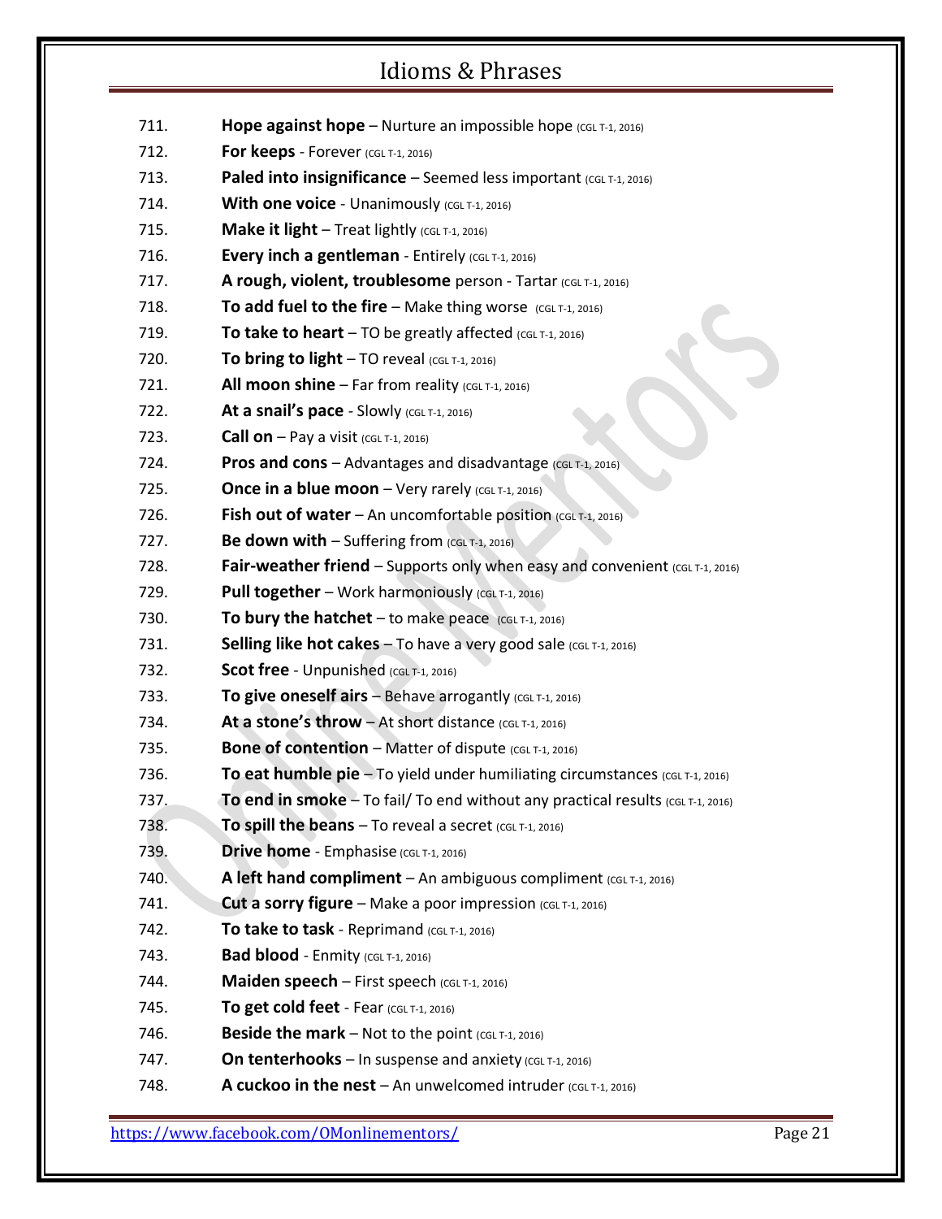711. **Hope against hope** – Nurture an impossible hope (CGL T-1, 2016)
712. **For keeps** - Forever (CGL T-1, 2016)
713. **Paled into insignificance** – Seemed less important (CGL T-1, 2016)
714. **With one voice** - Unanimously (CGL T-1, 2016)
715. **Make it light** – Treat lightly (CGL T-1, 2016)
716. **Every inch a gentleman** - Entirely (CGL T-1, 2016)
717. **A rough, violent, troublesome** person - Tartar (CGL T-1, 2016)
718. **To add fuel to the fire** – Make thing worse (CGL T-1, 2016)
719. **To take to heart** – TO be greatly affected (CGL T-1, 2016)
720. **To bring to light** – TO reveal (CGL T-1, 2016)
721. **All moon shine** – Far from reality (CGL T-1, 2016)
722. **At a snail's pace** - Slowly (CGL T-1, 2016)
723. **Call on** – Pay a visit (CGL T-1, 2016)
724. **Pros and cons** – Advantages and disadvantage (CGL T-1, 2016)
725. **Once in a blue moon** – Very rarely (CGL T-1, 2016)
726. **Fish out of water** – An uncomfortable position (CGL T-1, 2016)
727. **Be down with** – Suffering from (CGL T-1, 2016)
728. **Fair-weather friend** – Supports only when easy and convenient (CGL T-1, 2016)
729. **Pull together** – Work harmoniously (CGL T-1, 2016)
730. **To bury the hatchet** – to make peace (CGL T-1, 2016)
731. **Selling like hot cakes** – To have a very good sale (CGL T-1, 2016)
732. **Scot free** - Unpunished (CGL T-1, 2016)
733. **To give oneself airs** – Behave arrogantly (CGL T-1, 2016)
734. **At a stone's throw** – At short distance (CGL T-1, 2016)
735. **Bone of contention** – Matter of dispute (CGL T-1, 2016)
736. **To eat humble pie** – To yield under humiliating circumstances (CGL T-1, 2016)
737. **To end in smoke** – To fail/ To end without any practical results (CGL T-1, 2016)
738. **To spill the beans** – To reveal a secret (CGL T-1, 2016)
739. **Drive home** - Emphasise (CGL T-1, 2016)
740. **A left hand compliment** – An ambiguous compliment (CGL T-1, 2016)
741. **Cut a sorry figure** – Make a poor impression (CGL T-1, 2016)
742. **To take to task** - Reprimand (CGL T-1, 2016)
743. **Bad blood** - Enmity (CGL T-1, 2016)
744. **Maiden speech** – First speech (CGL T-1, 2016)
745. **To get cold feet** - Fear (CGL T-1, 2016)
746. **Beside the mark** – Not to the point (CGL T-1, 2016)
747. **On tenterhooks** – In suspense and anxiety (CGL T-1, 2016)
748. **A cuckoo in the nest** – An unwelcomed intruder (CGL T-1, 2016)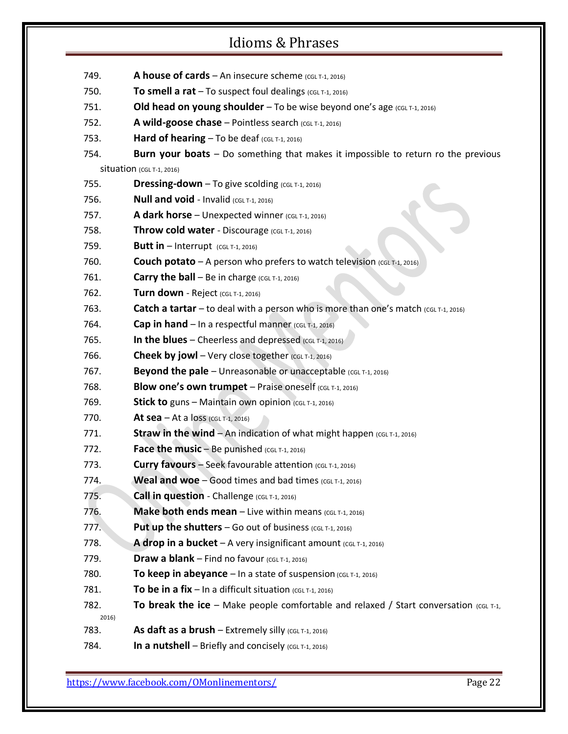# Idioms & Phrases

749. **A house of cards** – An insecure scheme (CGL T-1, 2016)
750. **To smell a rat** – To suspect foul dealings (CGL T-1, 2016)
751. **Old head on young shoulder** – To be wise beyond one's age (CGL T-1, 2016)
752. **A wild-goose chase** – Pointless search (CGL T-1, 2016)
753. **Hard of hearing** – To be deaf (CGL T-1, 2016)
754. **Burn your boats** – Do something that makes it impossible to return ro the previous situation (CGL T-1, 2016)
755. **Dressing-down** – To give scolding (CGL T-1, 2016)
756. **Null and void** - Invalid (CGL T-1, 2016)
757. **A dark horse** – Unexpected winner (CGL T-1, 2016)
758. **Throw cold water** - Discourage (CGL T-1, 2016)
759. **Butt in** – Interrupt (CGL T-1, 2016)
760. **Couch potato** – A person who prefers to watch television (CGL T-1, 2016)
761. **Carry the ball** – Be in charge (CGL T-1, 2016)
762. **Turn down** - Reject (CGL T-1, 2016)
763. **Catch a tartar** – to deal with a person who is more than one's match (CGL T-1, 2016)
764. **Cap in hand** – In a respectful manner (CGL T-1, 2016)
765. **In the blues** – Cheerless and depressed (CGL T-1, 2016)
766. **Cheek by jowl** – Very close together (CGL T-1, 2016)
767. **Beyond the pale** – Unreasonable or unacceptable (CGL T-1, 2016)
768. **Blow one's own trumpet** – Praise oneself (CGL T-1, 2016)
769. **Stick to** guns – Maintain own opinion (CGL T-1, 2016)
770. **At sea** – At a loss (CGL T-1, 2016)
771. **Straw in the wind** – An indication of what might happen (CGL T-1, 2016)
772. **Face the music** – Be punished (CGL T-1, 2016)
773. **Curry favours** – Seek favourable attention (CGL T-1, 2016)
774. **Weal and woe** – Good times and bad times (CGL T-1, 2016)
775. **Call in question** - Challenge (CGL T-1, 2016)
776. **Make both ends mean** – Live within means (CGL T-1, 2016)
777. **Put up the shutters** – Go out of business (CGL T-1, 2016)
778. **A drop in a bucket** – A very insignificant amount (CGL T-1, 2016)
779. **Draw a blank** – Find no favour (CGL T-1, 2016)
780. **To keep in abeyance** – In a state of suspension (CGL T-1, 2016)
781. **To be in a fix** – In a difficult situation (CGL T-1, 2016)
782. **To break the ice** – Make people comfortable and relaxed / Start conversation (CGL T-1, 2016)
783. **As daft as a brush** – Extremely silly (CGL T-1, 2016)
784. **In a nutshell** – Briefly and concisely (CGL T-1, 2016)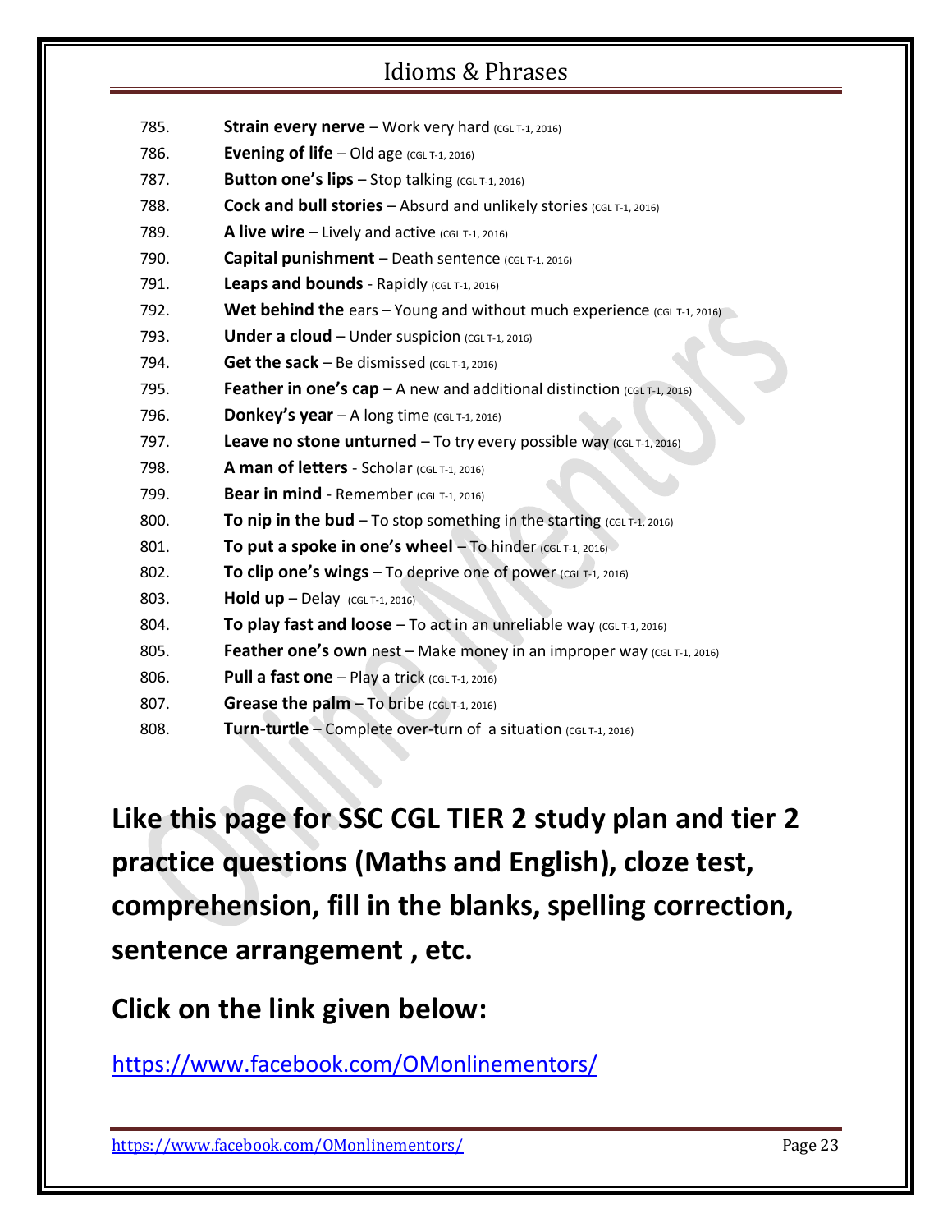785. **Strain every nerve** – Work very hard (CGL T-1, 2016)
786. **Evening of life** – Old age (CGL T-1, 2016)
787. **Button one's lips** – Stop talking (CGL T-1, 2016)
788. **Cock and bull stories** – Absurd and unlikely stories (CGL T-1, 2016)
789. **A live wire** – Lively and active (CGL T-1, 2016)
790. **Capital punishment** – Death sentence (CGL T-1, 2016)
791. **Leaps and bounds** - Rapidly (CGL T-1, 2016)
792. **Wet behind the** ears – Young and without much experience (CGL T-1, 2016)
793. **Under a cloud** – Under suspicion (CGL T-1, 2016)
794. **Get the sack** – Be dismissed (CGL T-1, 2016)
795. **Feather in one's cap** – A new and additional distinction (CGL T-1, 2016)
796. **Donkey's year** – A long time (CGL T-1, 2016)
797. **Leave no stone unturned** – To try every possible way (CGL T-1, 2016)
798. **A man of letters** - Scholar (CGL T-1, 2016)
799. **Bear in mind** - Remember (CGL T-1, 2016)
800. **To nip in the bud** – To stop something in the starting (CGL T-1, 2016)
801. **To put a spoke in one's wheel** – To hinder (CGL T-1, 2016)
802. **To clip one's wings** – To deprive one of power (CGL T-1, 2016)
803. **Hold up** – Delay (CGL T-1, 2016)
804. **To play fast and loose** – To act in an unreliable way (CGL T-1, 2016)
805. **Feather one's own** nest – Make money in an improper way (CGL T-1, 2016)
806. **Pull a fast one** – Play a trick (CGL T-1, 2016)
807. **Grease the palm** – To bribe (CGL T-1, 2016)
808. **Turn-turtle** – Complete over-turn of a situation (CGL T-1, 2016)

## Like this page for SSC CGL TIER 2 study plan and tier 2 practice questions (Maths and English), cloze test, comprehension, fill in the blanks, spelling correction, sentence arrangement , etc.

## Click on the link given below:

https://www.facebook.com/OMonlinementors/